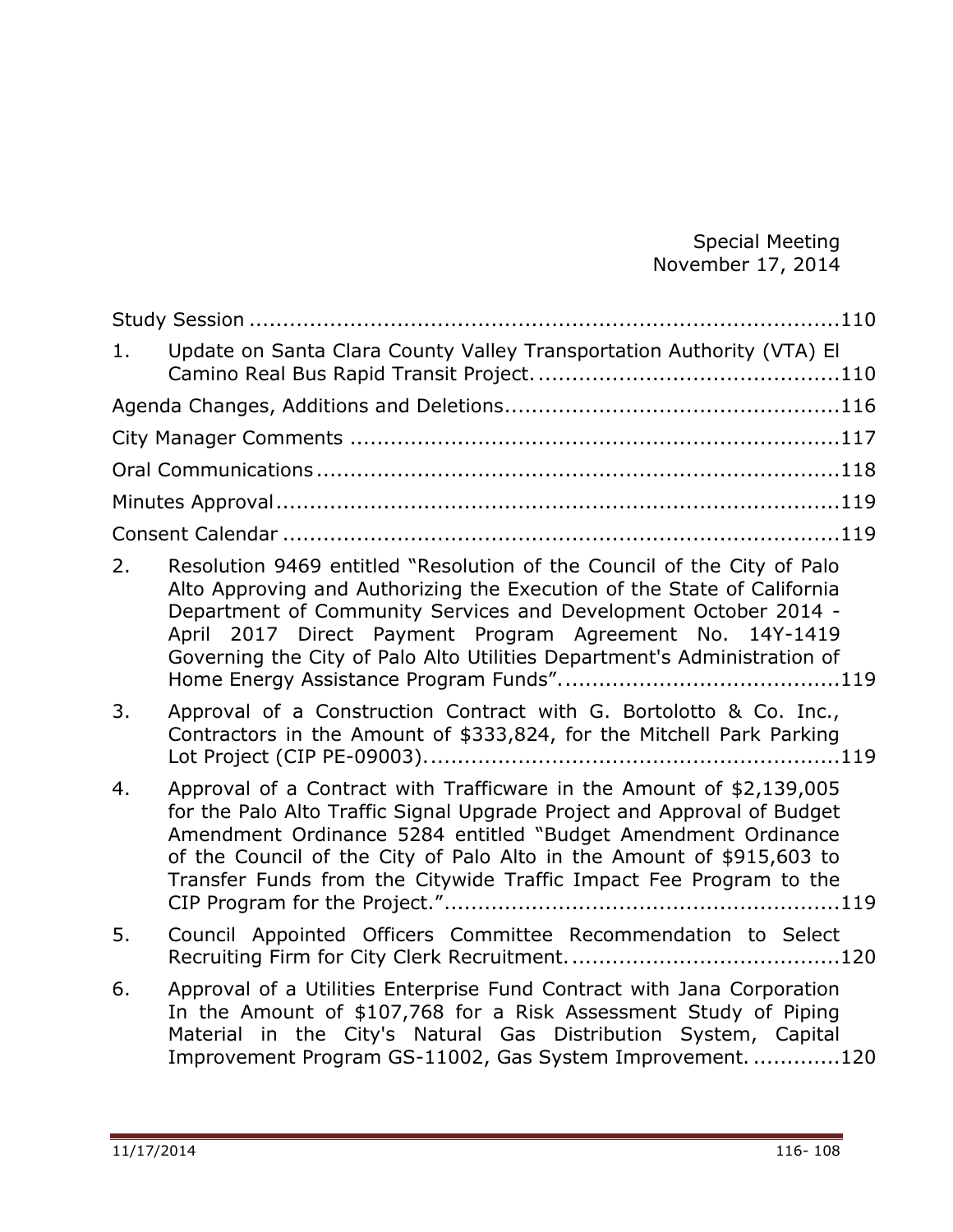Special Meeting
November 17, 2014

Study Session ........................................................................................110

1. Update on Santa Clara County Valley Transportation Authority (VTA) El Camino Real Bus Rapid Transit Project. ............................................110

Agenda Changes, Additions and Deletions.................................................116

City Manager Comments .........................................................................117

Oral Communications .............................................................................118

Minutes Approval...................................................................................119

Consent Calendar ..................................................................................119

2. Resolution 9469 entitled "Resolution of the Council of the City of Palo Alto Approving and Authorizing the Execution of the State of California Department of Community Services and Development October 2014 - April 2017 Direct Payment Program Agreement No. 14Y-1419 Governing the City of Palo Alto Utilities Department's Administration of Home Energy Assistance Program Funds"..........................................119

3. Approval of a Construction Contract with G. Bortolotto & Co. Inc., Contractors in the Amount of $333,824, for the Mitchell Park Parking Lot Project (CIP PE-09003)..............................................................119

4. Approval of a Contract with Trafficware in the Amount of $2,139,005 for the Palo Alto Traffic Signal Upgrade Project and Approval of Budget Amendment Ordinance 5284 entitled "Budget Amendment Ordinance of the Council of the City of Palo Alto in the Amount of $915,603 to Transfer Funds from the Citywide Traffic Impact Fee Program to the CIP Program for the Project."...........................................................119

5. Council Appointed Officers Committee Recommendation to Select Recruiting Firm for City Clerk Recruitment.........................................120

6. Approval of a Utilities Enterprise Fund Contract with Jana Corporation In the Amount of $107,768 for a Risk Assessment Study of Piping Material in the City's Natural Gas Distribution System, Capital Improvement Program GS-11002, Gas System Improvement. .............120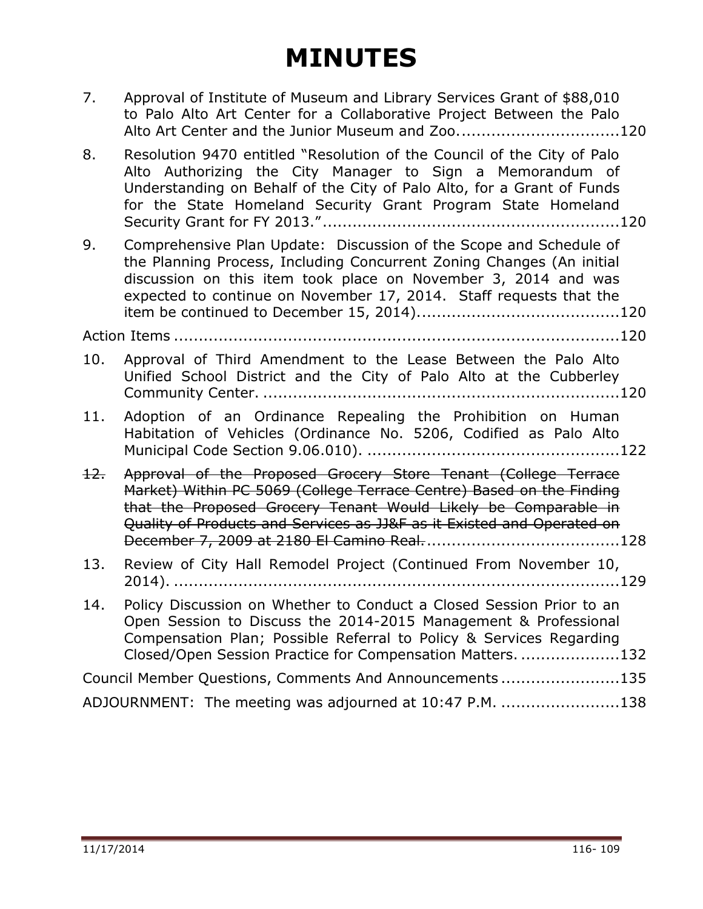# MINUTES

7. Approval of Institute of Museum and Library Services Grant of $88,010 to Palo Alto Art Center for a Collaborative Project Between the Palo Alto Art Center and the Junior Museum and Zoo................................120

8. Resolution 9470 entitled "Resolution of the Council of the City of Palo Alto Authorizing the City Manager to Sign a Memorandum of Understanding on Behalf of the City of Palo Alto, for a Grant of Funds for the State Homeland Security Grant Program State Homeland Security Grant for FY 2013.".........................................................120

9. Comprehensive Plan Update: Discussion of the Scope and Schedule of the Planning Process, Including Concurrent Zoning Changes (An initial discussion on this item took place on November 3, 2014 and was expected to continue on November 17, 2014. Staff requests that the item be continued to December 15, 2014).........................................120

Action Items ..........................................................................................120

10. Approval of Third Amendment to the Lease Between the Palo Alto Unified School District and the City of Palo Alto at the Cubberley Community Center. .......................................................................120

11. Adoption of an Ordinance Repealing the Prohibition on Human Habitation of Vehicles (Ordinance No. 5206, Codified as Palo Alto Municipal Code Section 9.06.010). ..................................................122

~~12. Approval of the Proposed Grocery Store Tenant (College Terrace Market) Within PC 5069 (College Terrace Centre) Based on the Finding that the Proposed Grocery Tenant Would Likely be Comparable in Quality of Products and Services as JJ&F as it Existed and Operated on December 7, 2009 at 2180 El Camino Real.~~......................................128

13. Review of City Hall Remodel Project (Continued From November 10, 2014). ..........................................................................................129

14. Policy Discussion on Whether to Conduct a Closed Session Prior to an Open Session to Discuss the 2014-2015 Management & Professional Compensation Plan; Possible Referral to Policy & Services Regarding Closed/Open Session Practice for Compensation Matters. ....................132

Council Member Questions, Comments And Announcements ........................135

ADJOURNMENT: The meeting was adjourned at 10:47 P.M. ........................138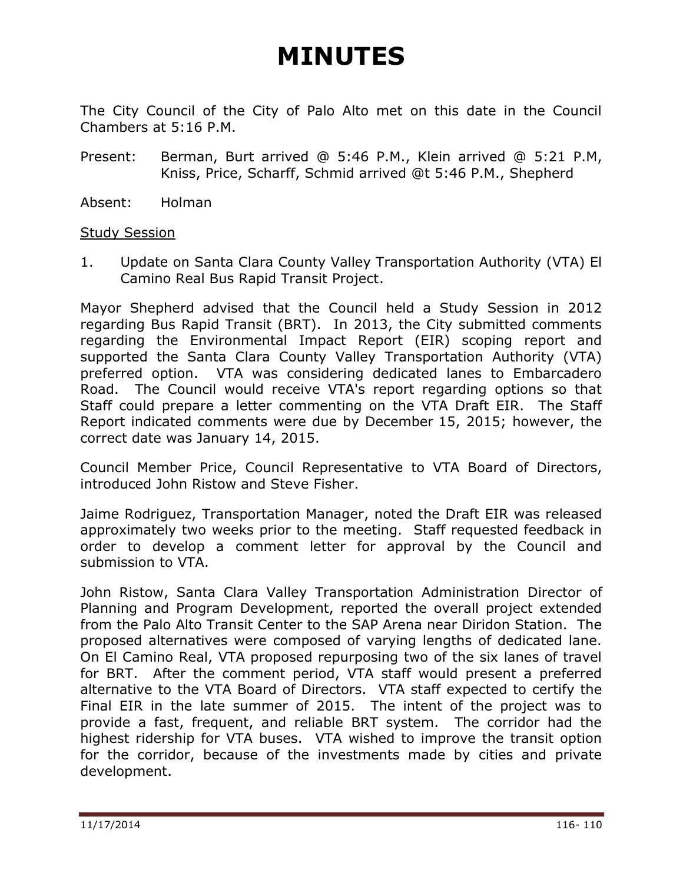# MINUTES

The City Council of the City of Palo Alto met on this date in the Council Chambers at 5:16 P.M.

Present: Berman, Burt arrived @ 5:46 P.M., Klein arrived @ 5:21 P.M, Kniss, Price, Scharff, Schmid arrived @t 5:46 P.M., Shepherd

Absent: Holman

<u>Study Session</u>

1. Update on Santa Clara County Valley Transportation Authority (VTA) El Camino Real Bus Rapid Transit Project.

Mayor Shepherd advised that the Council held a Study Session in 2012 regarding Bus Rapid Transit (BRT). In 2013, the City submitted comments regarding the Environmental Impact Report (EIR) scoping report and supported the Santa Clara County Valley Transportation Authority (VTA) preferred option. VTA was considering dedicated lanes to Embarcadero Road. The Council would receive VTA's report regarding options so that Staff could prepare a letter commenting on the VTA Draft EIR. The Staff Report indicated comments were due by December 15, 2015; however, the correct date was January 14, 2015.

Council Member Price, Council Representative to VTA Board of Directors, introduced John Ristow and Steve Fisher.

Jaime Rodriguez, Transportation Manager, noted the Draft EIR was released approximately two weeks prior to the meeting. Staff requested feedback in order to develop a comment letter for approval by the Council and submission to VTA.

John Ristow, Santa Clara Valley Transportation Administration Director of Planning and Program Development, reported the overall project extended from the Palo Alto Transit Center to the SAP Arena near Diridon Station. The proposed alternatives were composed of varying lengths of dedicated lane. On El Camino Real, VTA proposed repurposing two of the six lanes of travel for BRT. After the comment period, VTA staff would present a preferred alternative to the VTA Board of Directors. VTA staff expected to certify the Final EIR in the late summer of 2015. The intent of the project was to provide a fast, frequent, and reliable BRT system. The corridor had the highest ridership for VTA buses. VTA wished to improve the transit option for the corridor, because of the investments made by cities and private development.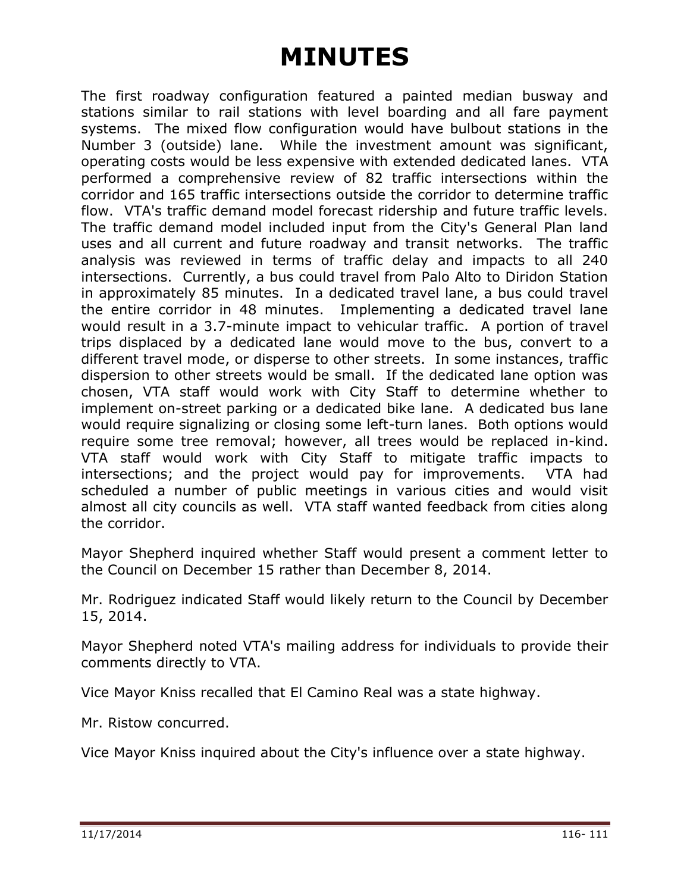# MINUTES

The first roadway configuration featured a painted median busway and stations similar to rail stations with level boarding and all fare payment systems. The mixed flow configuration would have bulbout stations in the Number 3 (outside) lane. While the investment amount was significant, operating costs would be less expensive with extended dedicated lanes. VTA performed a comprehensive review of 82 traffic intersections within the corridor and 165 traffic intersections outside the corridor to determine traffic flow. VTA's traffic demand model forecast ridership and future traffic levels. The traffic demand model included input from the City's General Plan land uses and all current and future roadway and transit networks. The traffic analysis was reviewed in terms of traffic delay and impacts to all 240 intersections. Currently, a bus could travel from Palo Alto to Diridon Station in approximately 85 minutes. In a dedicated travel lane, a bus could travel the entire corridor in 48 minutes. Implementing a dedicated travel lane would result in a 3.7-minute impact to vehicular traffic. A portion of travel trips displaced by a dedicated lane would move to the bus, convert to a different travel mode, or disperse to other streets. In some instances, traffic dispersion to other streets would be small. If the dedicated lane option was chosen, VTA staff would work with City Staff to determine whether to implement on-street parking or a dedicated bike lane. A dedicated bus lane would require signalizing or closing some left-turn lanes. Both options would require some tree removal; however, all trees would be replaced in-kind. VTA staff would work with City Staff to mitigate traffic impacts to intersections; and the project would pay for improvements. VTA had scheduled a number of public meetings in various cities and would visit almost all city councils as well. VTA staff wanted feedback from cities along the corridor.

Mayor Shepherd inquired whether Staff would present a comment letter to the Council on December 15 rather than December 8, 2014.

Mr. Rodriguez indicated Staff would likely return to the Council by December 15, 2014.

Mayor Shepherd noted VTA's mailing address for individuals to provide their comments directly to VTA.

Vice Mayor Kniss recalled that El Camino Real was a state highway.

Mr. Ristow concurred.

Vice Mayor Kniss inquired about the City's influence over a state highway.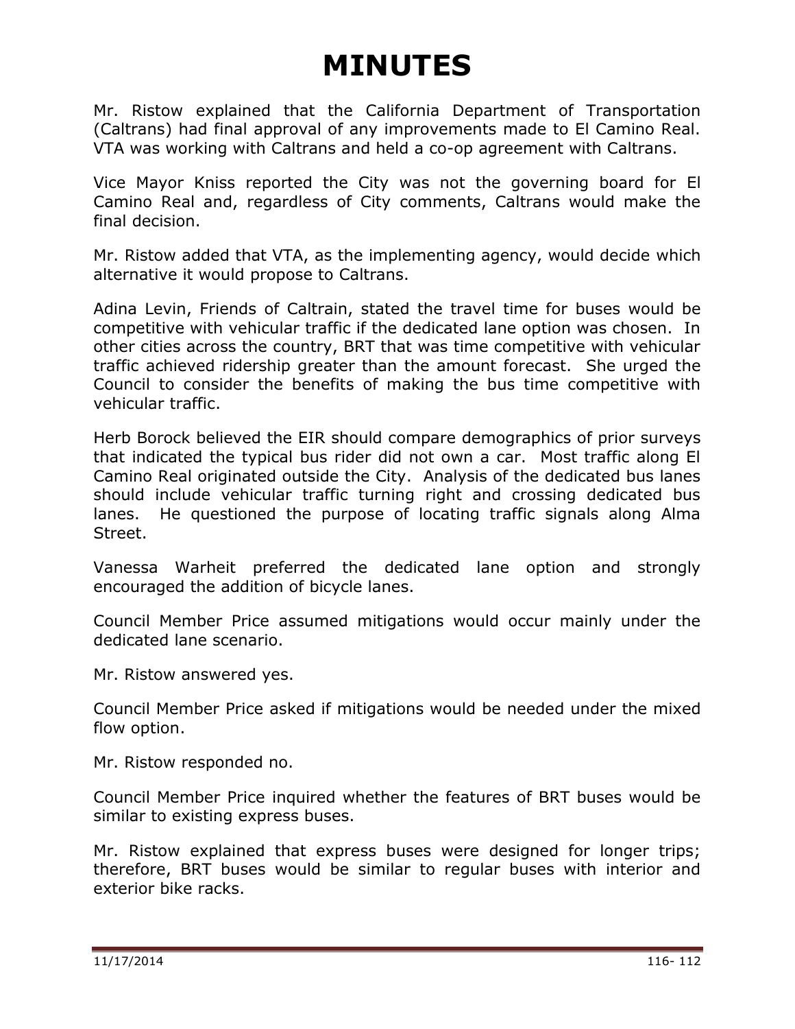# MINUTES

Mr. Ristow explained that the California Department of Transportation (Caltrans) had final approval of any improvements made to El Camino Real. VTA was working with Caltrans and held a co-op agreement with Caltrans.

Vice Mayor Kniss reported the City was not the governing board for El Camino Real and, regardless of City comments, Caltrans would make the final decision.

Mr. Ristow added that VTA, as the implementing agency, would decide which alternative it would propose to Caltrans.

Adina Levin, Friends of Caltrain, stated the travel time for buses would be competitive with vehicular traffic if the dedicated lane option was chosen. In other cities across the country, BRT that was time competitive with vehicular traffic achieved ridership greater than the amount forecast. She urged the Council to consider the benefits of making the bus time competitive with vehicular traffic.

Herb Borock believed the EIR should compare demographics of prior surveys that indicated the typical bus rider did not own a car. Most traffic along El Camino Real originated outside the City. Analysis of the dedicated bus lanes should include vehicular traffic turning right and crossing dedicated bus lanes. He questioned the purpose of locating traffic signals along Alma Street.

Vanessa Warheit preferred the dedicated lane option and strongly encouraged the addition of bicycle lanes.

Council Member Price assumed mitigations would occur mainly under the dedicated lane scenario.

Mr. Ristow answered yes.

Council Member Price asked if mitigations would be needed under the mixed flow option.

Mr. Ristow responded no.

Council Member Price inquired whether the features of BRT buses would be similar to existing express buses.

Mr. Ristow explained that express buses were designed for longer trips; therefore, BRT buses would be similar to regular buses with interior and exterior bike racks.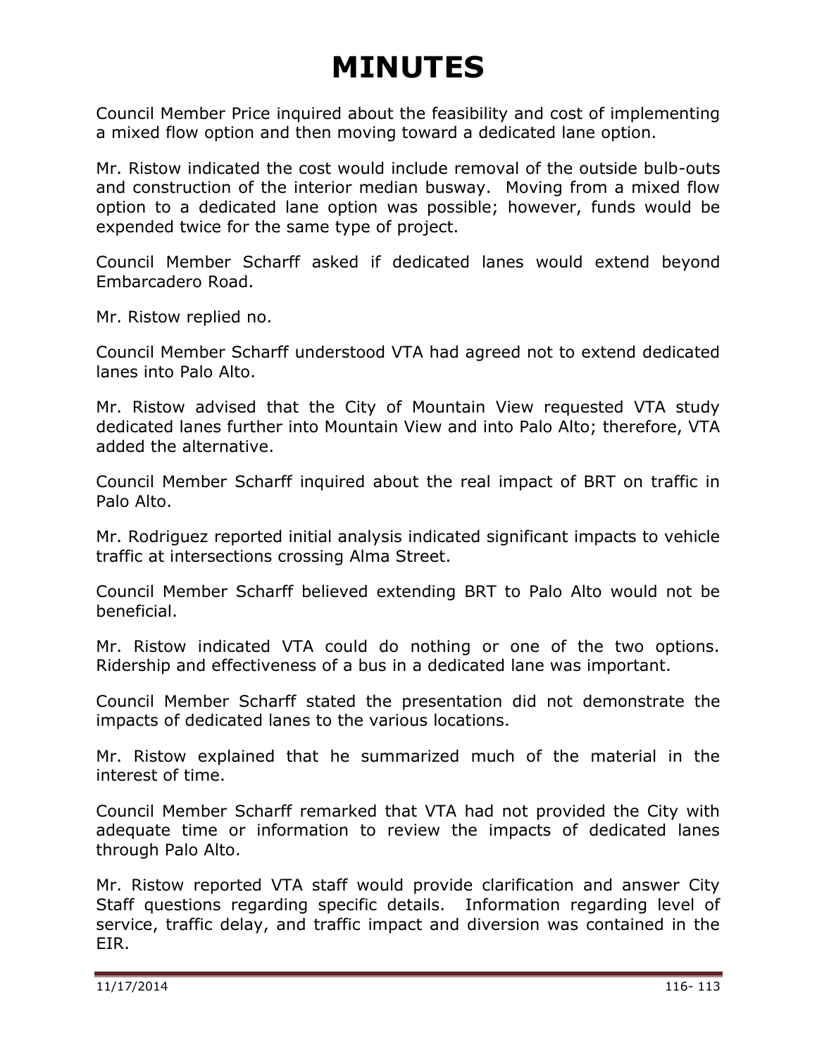# MINUTES

Council Member Price inquired about the feasibility and cost of implementing a mixed flow option and then moving toward a dedicated lane option.

Mr. Ristow indicated the cost would include removal of the outside bulb-outs and construction of the interior median busway. Moving from a mixed flow option to a dedicated lane option was possible; however, funds would be expended twice for the same type of project.

Council Member Scharff asked if dedicated lanes would extend beyond Embarcadero Road.

Mr. Ristow replied no.

Council Member Scharff understood VTA had agreed not to extend dedicated lanes into Palo Alto.

Mr. Ristow advised that the City of Mountain View requested VTA study dedicated lanes further into Mountain View and into Palo Alto; therefore, VTA added the alternative.

Council Member Scharff inquired about the real impact of BRT on traffic in Palo Alto.

Mr. Rodriguez reported initial analysis indicated significant impacts to vehicle traffic at intersections crossing Alma Street.

Council Member Scharff believed extending BRT to Palo Alto would not be beneficial.

Mr. Ristow indicated VTA could do nothing or one of the two options. Ridership and effectiveness of a bus in a dedicated lane was important.

Council Member Scharff stated the presentation did not demonstrate the impacts of dedicated lanes to the various locations.

Mr. Ristow explained that he summarized much of the material in the interest of time.

Council Member Scharff remarked that VTA had not provided the City with adequate time or information to review the impacts of dedicated lanes through Palo Alto.

Mr. Ristow reported VTA staff would provide clarification and answer City Staff questions regarding specific details. Information regarding level of service, traffic delay, and traffic impact and diversion was contained in the EIR.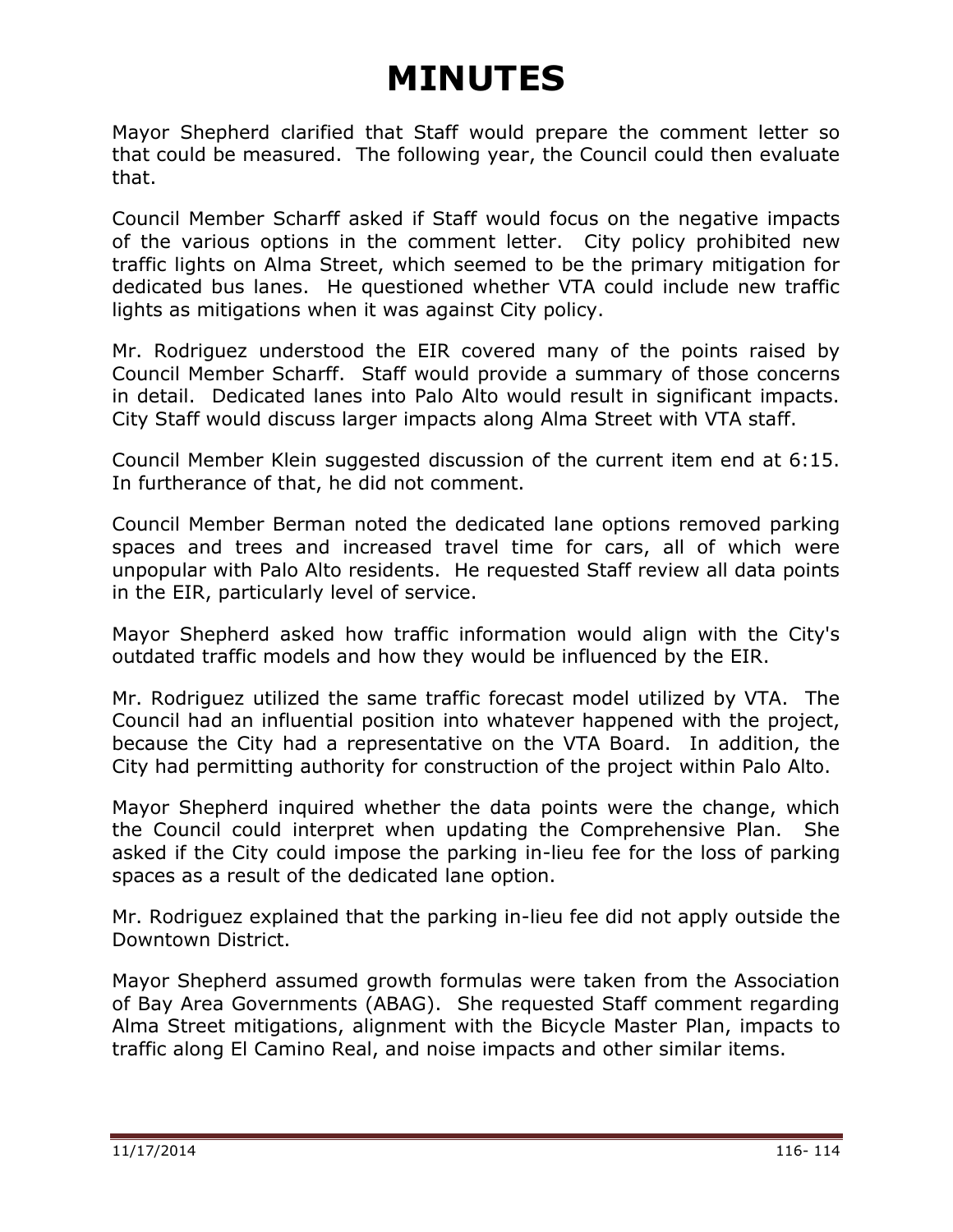# MINUTES

Mayor Shepherd clarified that Staff would prepare the comment letter so that could be measured. The following year, the Council could then evaluate that.

Council Member Scharff asked if Staff would focus on the negative impacts of the various options in the comment letter. City policy prohibited new traffic lights on Alma Street, which seemed to be the primary mitigation for dedicated bus lanes. He questioned whether VTA could include new traffic lights as mitigations when it was against City policy.

Mr. Rodriguez understood the EIR covered many of the points raised by Council Member Scharff. Staff would provide a summary of those concerns in detail. Dedicated lanes into Palo Alto would result in significant impacts. City Staff would discuss larger impacts along Alma Street with VTA staff.

Council Member Klein suggested discussion of the current item end at 6:15. In furtherance of that, he did not comment.

Council Member Berman noted the dedicated lane options removed parking spaces and trees and increased travel time for cars, all of which were unpopular with Palo Alto residents. He requested Staff review all data points in the EIR, particularly level of service.

Mayor Shepherd asked how traffic information would align with the City's outdated traffic models and how they would be influenced by the EIR.

Mr. Rodriguez utilized the same traffic forecast model utilized by VTA. The Council had an influential position into whatever happened with the project, because the City had a representative on the VTA Board. In addition, the City had permitting authority for construction of the project within Palo Alto.

Mayor Shepherd inquired whether the data points were the change, which the Council could interpret when updating the Comprehensive Plan. She asked if the City could impose the parking in-lieu fee for the loss of parking spaces as a result of the dedicated lane option.

Mr. Rodriguez explained that the parking in-lieu fee did not apply outside the Downtown District.

Mayor Shepherd assumed growth formulas were taken from the Association of Bay Area Governments (ABAG). She requested Staff comment regarding Alma Street mitigations, alignment with the Bicycle Master Plan, impacts to traffic along El Camino Real, and noise impacts and other similar items.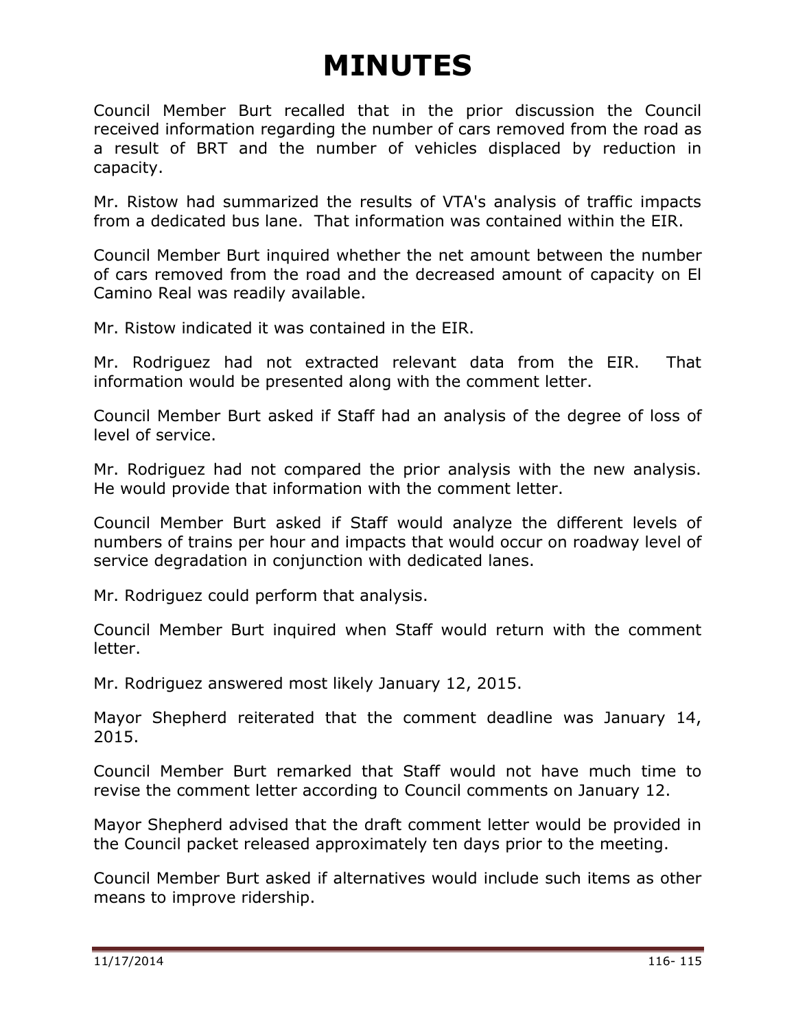# MINUTES

Council Member Burt recalled that in the prior discussion the Council received information regarding the number of cars removed from the road as a result of BRT and the number of vehicles displaced by reduction in capacity.

Mr. Ristow had summarized the results of VTA's analysis of traffic impacts from a dedicated bus lane. That information was contained within the EIR.

Council Member Burt inquired whether the net amount between the number of cars removed from the road and the decreased amount of capacity on El Camino Real was readily available.

Mr. Ristow indicated it was contained in the EIR.

Mr. Rodriguez had not extracted relevant data from the EIR. That information would be presented along with the comment letter.

Council Member Burt asked if Staff had an analysis of the degree of loss of level of service.

Mr. Rodriguez had not compared the prior analysis with the new analysis. He would provide that information with the comment letter.

Council Member Burt asked if Staff would analyze the different levels of numbers of trains per hour and impacts that would occur on roadway level of service degradation in conjunction with dedicated lanes.

Mr. Rodriguez could perform that analysis.

Council Member Burt inquired when Staff would return with the comment letter.

Mr. Rodriguez answered most likely January 12, 2015.

Mayor Shepherd reiterated that the comment deadline was January 14, 2015.

Council Member Burt remarked that Staff would not have much time to revise the comment letter according to Council comments on January 12.

Mayor Shepherd advised that the draft comment letter would be provided in the Council packet released approximately ten days prior to the meeting.

Council Member Burt asked if alternatives would include such items as other means to improve ridership.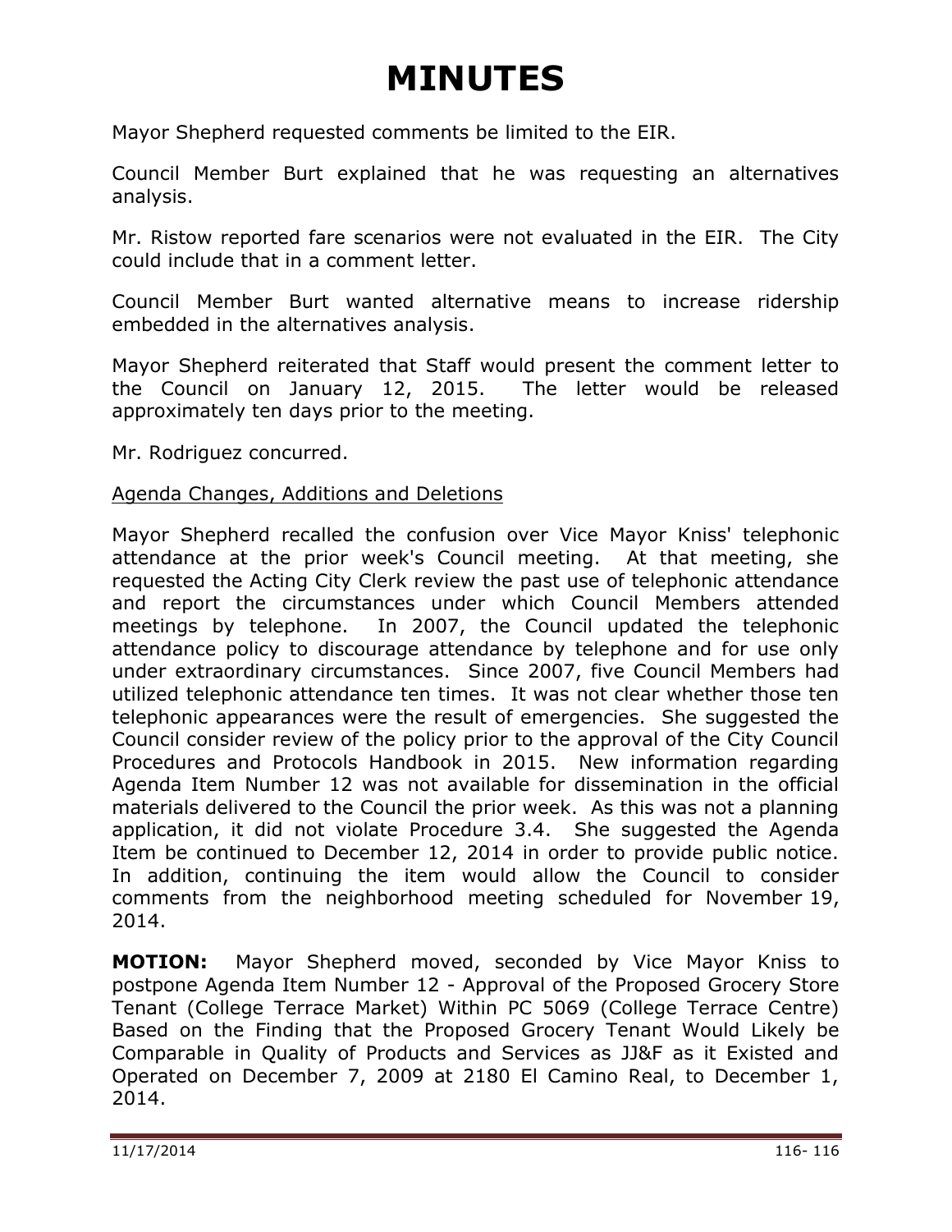# MINUTES

Mayor Shepherd requested comments be limited to the EIR.

Council Member Burt explained that he was requesting an alternatives analysis.

Mr. Ristow reported fare scenarios were not evaluated in the EIR. The City could include that in a comment letter.

Council Member Burt wanted alternative means to increase ridership embedded in the alternatives analysis.

Mayor Shepherd reiterated that Staff would present the comment letter to the Council on January 12, 2015. The letter would be released approximately ten days prior to the meeting.

Mr. Rodriguez concurred.

<u>Agenda Changes, Additions and Deletions</u>

Mayor Shepherd recalled the confusion over Vice Mayor Kniss' telephonic attendance at the prior week's Council meeting. At that meeting, she requested the Acting City Clerk review the past use of telephonic attendance and report the circumstances under which Council Members attended meetings by telephone. In 2007, the Council updated the telephonic attendance policy to discourage attendance by telephone and for use only under extraordinary circumstances. Since 2007, five Council Members had utilized telephonic attendance ten times. It was not clear whether those ten telephonic appearances were the result of emergencies. She suggested the Council consider review of the policy prior to the approval of the City Council Procedures and Protocols Handbook in 2015. New information regarding Agenda Item Number 12 was not available for dissemination in the official materials delivered to the Council the prior week. As this was not a planning application, it did not violate Procedure 3.4. She suggested the Agenda Item be continued to December 12, 2014 in order to provide public notice. In addition, continuing the item would allow the Council to consider comments from the neighborhood meeting scheduled for November 19, 2014.

**MOTION:** Mayor Shepherd moved, seconded by Vice Mayor Kniss to postpone Agenda Item Number 12 - Approval of the Proposed Grocery Store Tenant (College Terrace Market) Within PC 5069 (College Terrace Centre) Based on the Finding that the Proposed Grocery Tenant Would Likely be Comparable in Quality of Products and Services as JJ&F as it Existed and Operated on December 7, 2009 at 2180 El Camino Real, to December 1, 2014.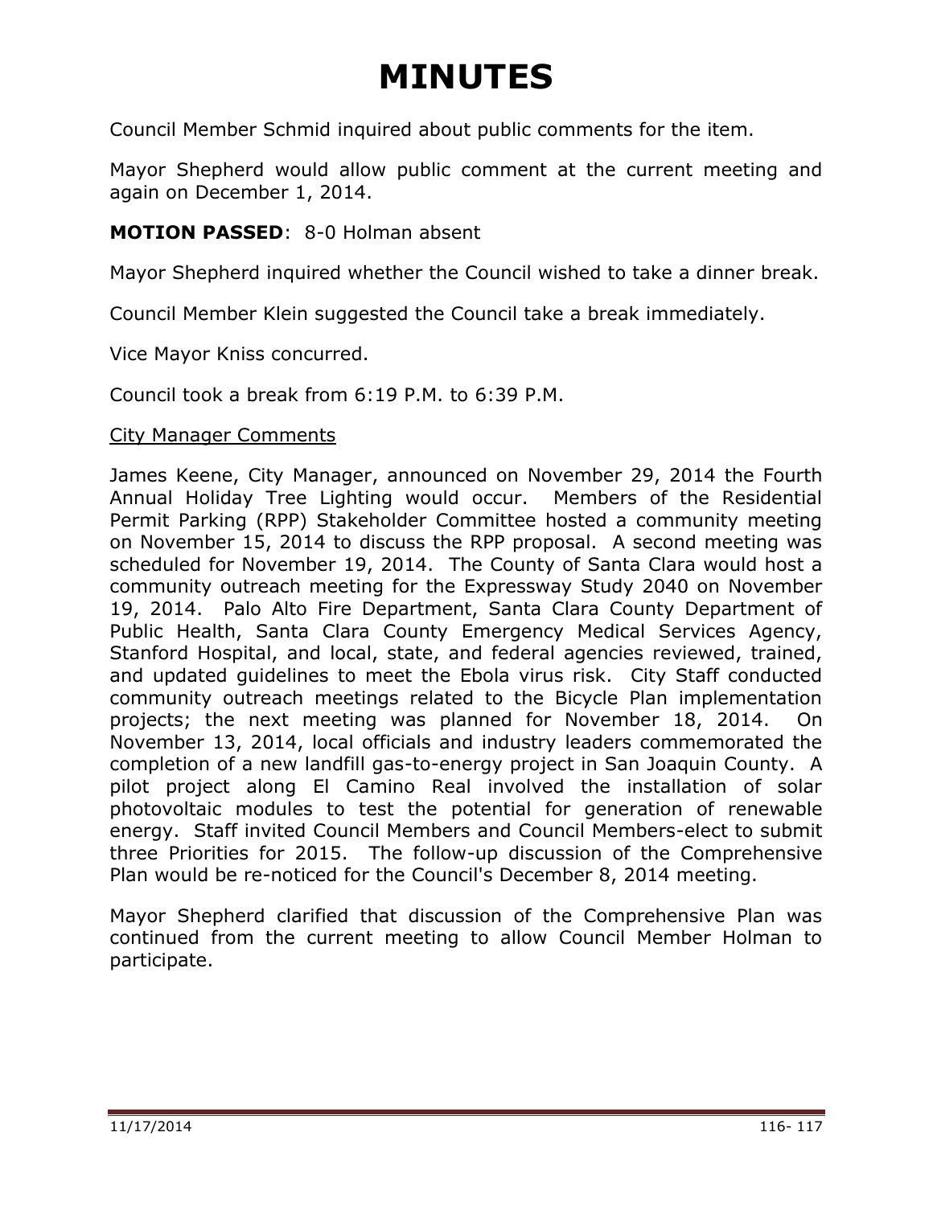# MINUTES

Council Member Schmid inquired about public comments for the item.

Mayor Shepherd would allow public comment at the current meeting and again on December 1, 2014.

**MOTION PASSED**: 8-0 Holman absent

Mayor Shepherd inquired whether the Council wished to take a dinner break.

Council Member Klein suggested the Council take a break immediately.

Vice Mayor Kniss concurred.

Council took a break from 6:19 P.M. to 6:39 P.M.

City Manager Comments

James Keene, City Manager, announced on November 29, 2014 the Fourth Annual Holiday Tree Lighting would occur. Members of the Residential Permit Parking (RPP) Stakeholder Committee hosted a community meeting on November 15, 2014 to discuss the RPP proposal. A second meeting was scheduled for November 19, 2014. The County of Santa Clara would host a community outreach meeting for the Expressway Study 2040 on November 19, 2014. Palo Alto Fire Department, Santa Clara County Department of Public Health, Santa Clara County Emergency Medical Services Agency, Stanford Hospital, and local, state, and federal agencies reviewed, trained, and updated guidelines to meet the Ebola virus risk. City Staff conducted community outreach meetings related to the Bicycle Plan implementation projects; the next meeting was planned for November 18, 2014. On November 13, 2014, local officials and industry leaders commemorated the completion of a new landfill gas-to-energy project in San Joaquin County. A pilot project along El Camino Real involved the installation of solar photovoltaic modules to test the potential for generation of renewable energy. Staff invited Council Members and Council Members-elect to submit three Priorities for 2015. The follow-up discussion of the Comprehensive Plan would be re-noticed for the Council's December 8, 2014 meeting.

Mayor Shepherd clarified that discussion of the Comprehensive Plan was continued from the current meeting to allow Council Member Holman to participate.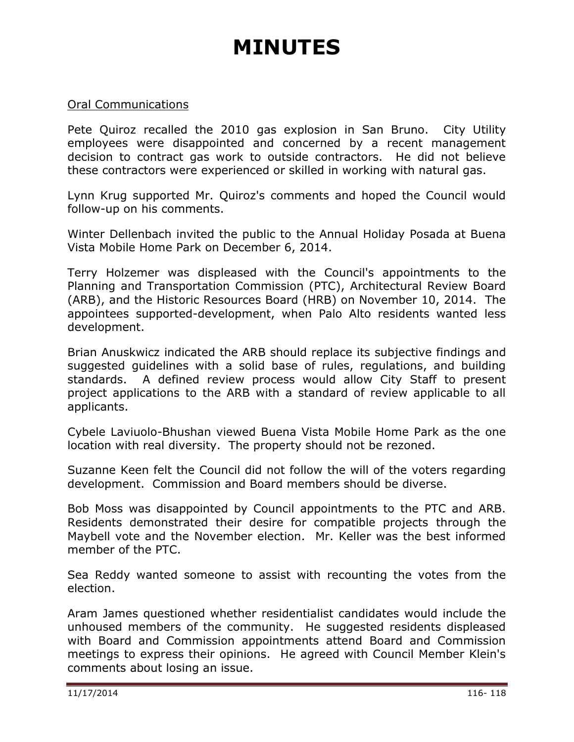# MINUTES

Oral Communications

Pete Quiroz recalled the 2010 gas explosion in San Bruno. City Utility employees were disappointed and concerned by a recent management decision to contract gas work to outside contractors. He did not believe these contractors were experienced or skilled in working with natural gas.

Lynn Krug supported Mr. Quiroz's comments and hoped the Council would follow-up on his comments.

Winter Dellenbach invited the public to the Annual Holiday Posada at Buena Vista Mobile Home Park on December 6, 2014.

Terry Holzemer was displeased with the Council's appointments to the Planning and Transportation Commission (PTC), Architectural Review Board (ARB), and the Historic Resources Board (HRB) on November 10, 2014. The appointees supported-development, when Palo Alto residents wanted less development.

Brian Anuskwicz indicated the ARB should replace its subjective findings and suggested guidelines with a solid base of rules, regulations, and building standards. A defined review process would allow City Staff to present project applications to the ARB with a standard of review applicable to all applicants.

Cybele Laviuolo-Bhushan viewed Buena Vista Mobile Home Park as the one location with real diversity. The property should not be rezoned.

Suzanne Keen felt the Council did not follow the will of the voters regarding development. Commission and Board members should be diverse.

Bob Moss was disappointed by Council appointments to the PTC and ARB. Residents demonstrated their desire for compatible projects through the Maybell vote and the November election. Mr. Keller was the best informed member of the PTC.

Sea Reddy wanted someone to assist with recounting the votes from the election.

Aram James questioned whether residentialist candidates would include the unhoused members of the community. He suggested residents displeased with Board and Commission appointments attend Board and Commission meetings to express their opinions. He agreed with Council Member Klein's comments about losing an issue.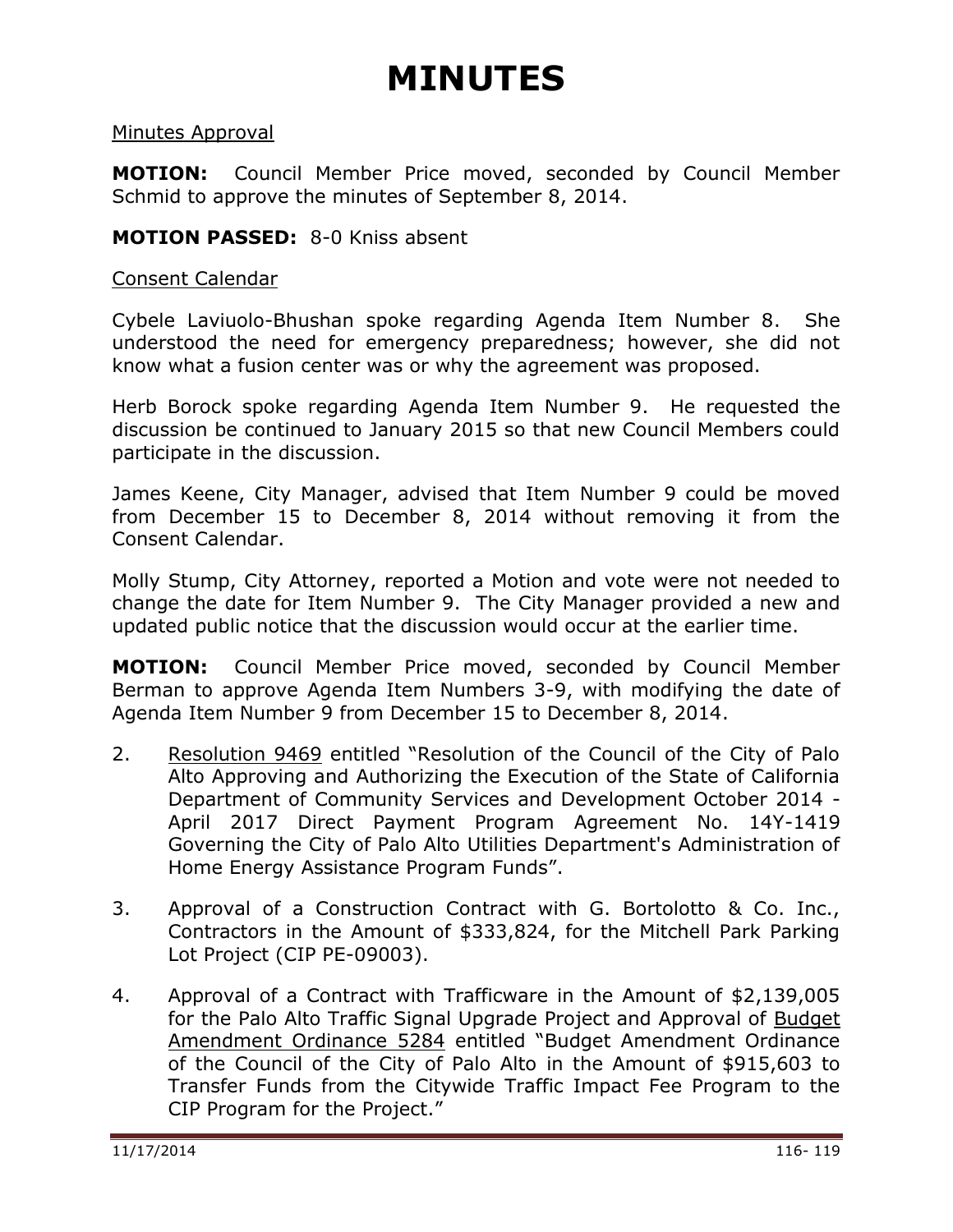# MINUTES

Minutes Approval

**MOTION:** Council Member Price moved, seconded by Council Member Schmid to approve the minutes of September 8, 2014.

**MOTION PASSED:** 8-0 Kniss absent

Consent Calendar

Cybele Laviuolo-Bhushan spoke regarding Agenda Item Number 8. She understood the need for emergency preparedness; however, she did not know what a fusion center was or why the agreement was proposed.

Herb Borock spoke regarding Agenda Item Number 9. He requested the discussion be continued to January 2015 so that new Council Members could participate in the discussion.

James Keene, City Manager, advised that Item Number 9 could be moved from December 15 to December 8, 2014 without removing it from the Consent Calendar.

Molly Stump, City Attorney, reported a Motion and vote were not needed to change the date for Item Number 9. The City Manager provided a new and updated public notice that the discussion would occur at the earlier time.

**MOTION:** Council Member Price moved, seconded by Council Member Berman to approve Agenda Item Numbers 3-9, with modifying the date of Agenda Item Number 9 from December 15 to December 8, 2014.

2. Resolution 9469 entitled "Resolution of the Council of the City of Palo Alto Approving and Authorizing the Execution of the State of California Department of Community Services and Development October 2014 - April 2017 Direct Payment Program Agreement No. 14Y-1419 Governing the City of Palo Alto Utilities Department's Administration of Home Energy Assistance Program Funds".

3. Approval of a Construction Contract with G. Bortolotto & Co. Inc., Contractors in the Amount of $333,824, for the Mitchell Park Parking Lot Project (CIP PE-09003).

4. Approval of a Contract with Trafficware in the Amount of $2,139,005 for the Palo Alto Traffic Signal Upgrade Project and Approval of Budget Amendment Ordinance 5284 entitled "Budget Amendment Ordinance of the Council of the City of Palo Alto in the Amount of $915,603 to Transfer Funds from the Citywide Traffic Impact Fee Program to the CIP Program for the Project."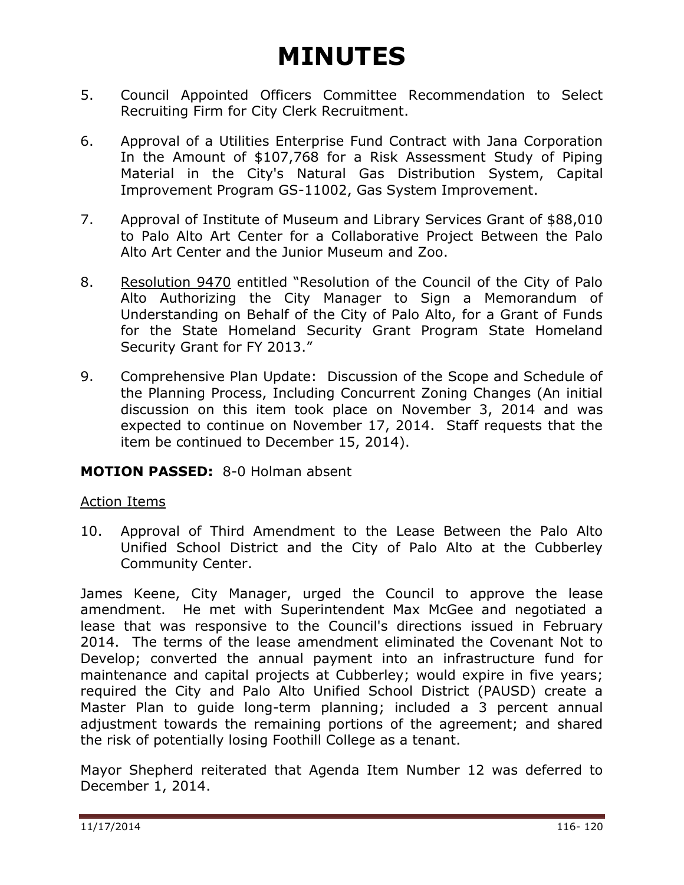5. Council Appointed Officers Committee Recommendation to Select Recruiting Firm for City Clerk Recruitment.

6. Approval of a Utilities Enterprise Fund Contract with Jana Corporation In the Amount of $107,768 for a Risk Assessment Study of Piping Material in the City's Natural Gas Distribution System, Capital Improvement Program GS-11002, Gas System Improvement.

7. Approval of Institute of Museum and Library Services Grant of $88,010 to Palo Alto Art Center for a Collaborative Project Between the Palo Alto Art Center and the Junior Museum and Zoo.

8. Resolution 9470 entitled "Resolution of the Council of the City of Palo Alto Authorizing the City Manager to Sign a Memorandum of Understanding on Behalf of the City of Palo Alto, for a Grant of Funds for the State Homeland Security Grant Program State Homeland Security Grant for FY 2013."

9. Comprehensive Plan Update: Discussion of the Scope and Schedule of the Planning Process, Including Concurrent Zoning Changes (An initial discussion on this item took place on November 3, 2014 and was expected to continue on November 17, 2014. Staff requests that the item be continued to December 15, 2014).

**MOTION PASSED:** 8-0 Holman absent

Action Items

10. Approval of Third Amendment to the Lease Between the Palo Alto Unified School District and the City of Palo Alto at the Cubberley Community Center.

James Keene, City Manager, urged the Council to approve the lease amendment. He met with Superintendent Max McGee and negotiated a lease that was responsive to the Council's directions issued in February 2014. The terms of the lease amendment eliminated the Covenant Not to Develop; converted the annual payment into an infrastructure fund for maintenance and capital projects at Cubberley; would expire in five years; required the City and Palo Alto Unified School District (PAUSD) create a Master Plan to guide long-term planning; included a 3 percent annual adjustment towards the remaining portions of the agreement; and shared the risk of potentially losing Foothill College as a tenant.

Mayor Shepherd reiterated that Agenda Item Number 12 was deferred to December 1, 2014.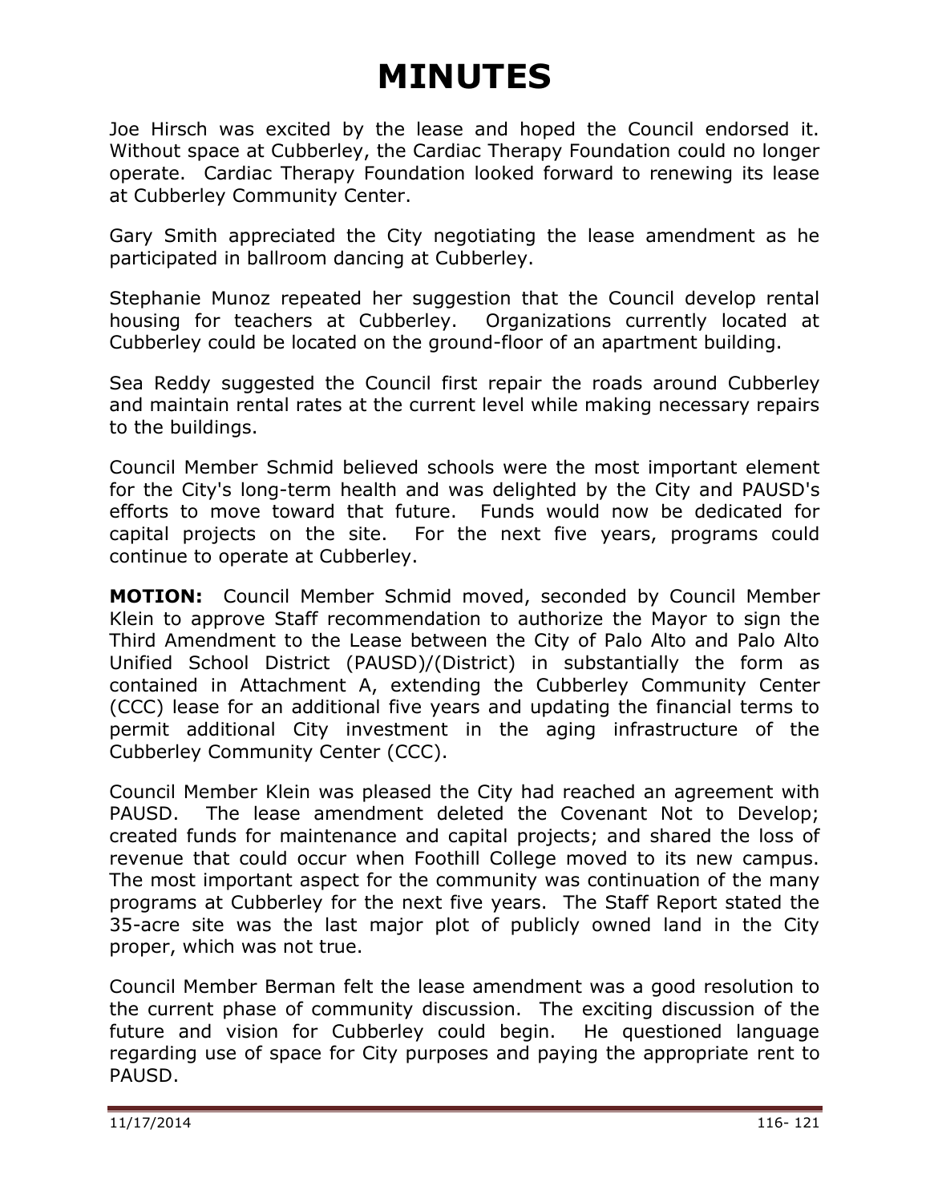# MINUTES

Joe Hirsch was excited by the lease and hoped the Council endorsed it. Without space at Cubberley, the Cardiac Therapy Foundation could no longer operate. Cardiac Therapy Foundation looked forward to renewing its lease at Cubberley Community Center.

Gary Smith appreciated the City negotiating the lease amendment as he participated in ballroom dancing at Cubberley.

Stephanie Munoz repeated her suggestion that the Council develop rental housing for teachers at Cubberley. Organizations currently located at Cubberley could be located on the ground-floor of an apartment building.

Sea Reddy suggested the Council first repair the roads around Cubberley and maintain rental rates at the current level while making necessary repairs to the buildings.

Council Member Schmid believed schools were the most important element for the City's long-term health and was delighted by the City and PAUSD's efforts to move toward that future. Funds would now be dedicated for capital projects on the site. For the next five years, programs could continue to operate at Cubberley.

**MOTION:** Council Member Schmid moved, seconded by Council Member Klein to approve Staff recommendation to authorize the Mayor to sign the Third Amendment to the Lease between the City of Palo Alto and Palo Alto Unified School District (PAUSD)/(District) in substantially the form as contained in Attachment A, extending the Cubberley Community Center (CCC) lease for an additional five years and updating the financial terms to permit additional City investment in the aging infrastructure of the Cubberley Community Center (CCC).

Council Member Klein was pleased the City had reached an agreement with PAUSD. The lease amendment deleted the Covenant Not to Develop; created funds for maintenance and capital projects; and shared the loss of revenue that could occur when Foothill College moved to its new campus. The most important aspect for the community was continuation of the many programs at Cubberley for the next five years. The Staff Report stated the 35-acre site was the last major plot of publicly owned land in the City proper, which was not true.

Council Member Berman felt the lease amendment was a good resolution to the current phase of community discussion. The exciting discussion of the future and vision for Cubberley could begin. He questioned language regarding use of space for City purposes and paying the appropriate rent to PAUSD.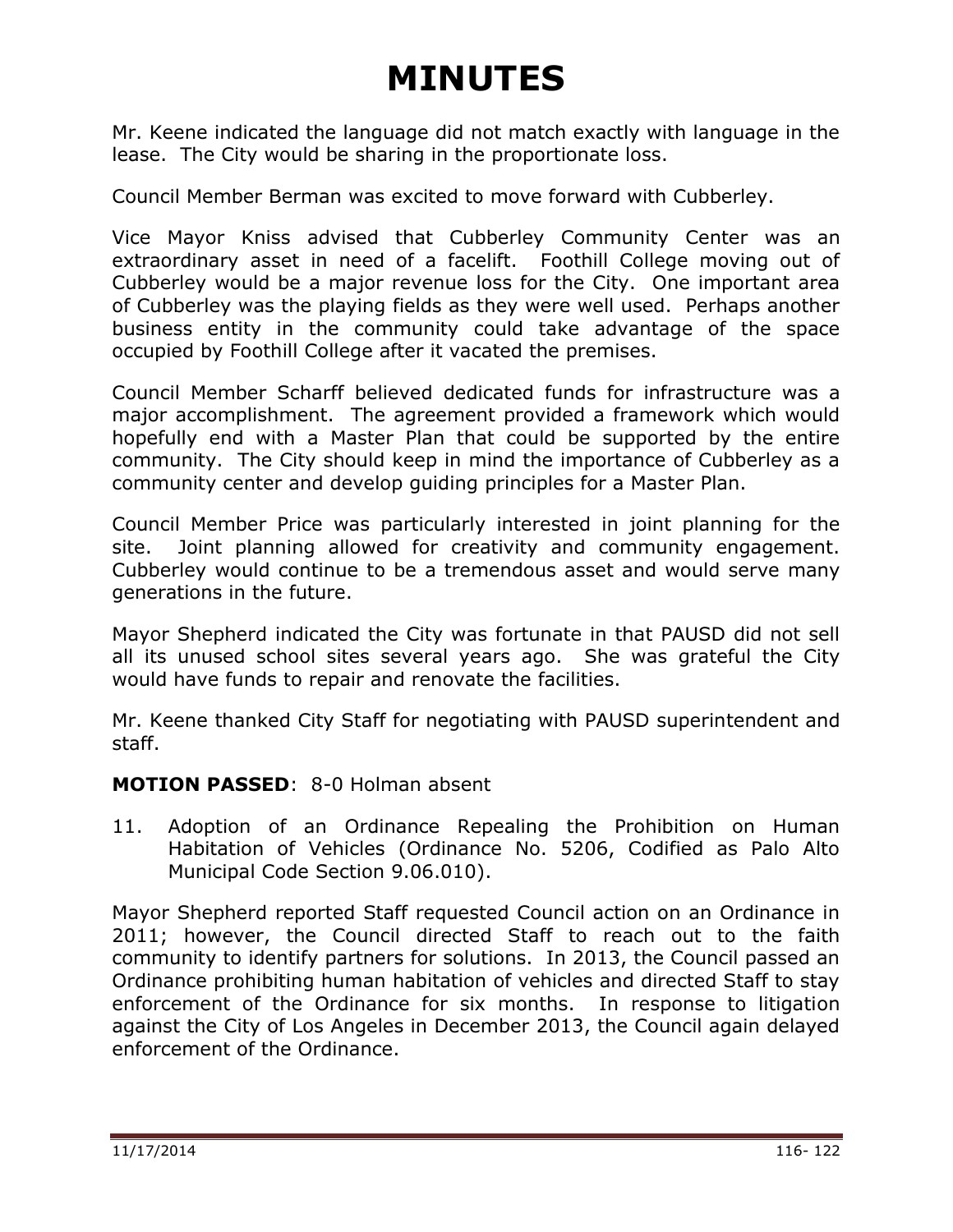Mr. Keene indicated the language did not match exactly with language in the lease. The City would be sharing in the proportionate loss.

Council Member Berman was excited to move forward with Cubberley.

Vice Mayor Kniss advised that Cubberley Community Center was an extraordinary asset in need of a facelift. Foothill College moving out of Cubberley would be a major revenue loss for the City. One important area of Cubberley was the playing fields as they were well used. Perhaps another business entity in the community could take advantage of the space occupied by Foothill College after it vacated the premises.

Council Member Scharff believed dedicated funds for infrastructure was a major accomplishment. The agreement provided a framework which would hopefully end with a Master Plan that could be supported by the entire community. The City should keep in mind the importance of Cubberley as a community center and develop guiding principles for a Master Plan.

Council Member Price was particularly interested in joint planning for the site. Joint planning allowed for creativity and community engagement. Cubberley would continue to be a tremendous asset and would serve many generations in the future.

Mayor Shepherd indicated the City was fortunate in that PAUSD did not sell all its unused school sites several years ago. She was grateful the City would have funds to repair and renovate the facilities.

Mr. Keene thanked City Staff for negotiating with PAUSD superintendent and staff.

**MOTION PASSED**: 8-0 Holman absent

11. Adoption of an Ordinance Repealing the Prohibition on Human Habitation of Vehicles (Ordinance No. 5206, Codified as Palo Alto Municipal Code Section 9.06.010).

Mayor Shepherd reported Staff requested Council action on an Ordinance in 2011; however, the Council directed Staff to reach out to the faith community to identify partners for solutions. In 2013, the Council passed an Ordinance prohibiting human habitation of vehicles and directed Staff to stay enforcement of the Ordinance for six months. In response to litigation against the City of Los Angeles in December 2013, the Council again delayed enforcement of the Ordinance.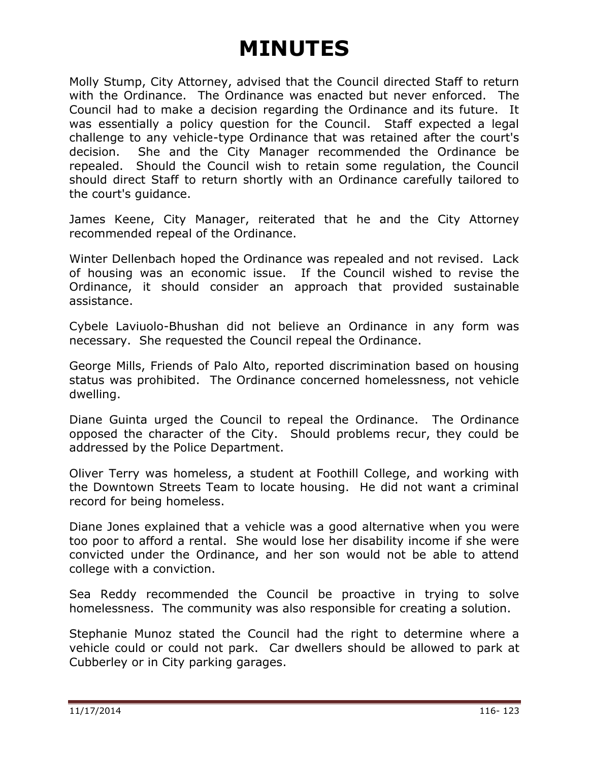# MINUTES

Molly Stump, City Attorney, advised that the Council directed Staff to return with the Ordinance. The Ordinance was enacted but never enforced. The Council had to make a decision regarding the Ordinance and its future. It was essentially a policy question for the Council. Staff expected a legal challenge to any vehicle-type Ordinance that was retained after the court's decision. She and the City Manager recommended the Ordinance be repealed. Should the Council wish to retain some regulation, the Council should direct Staff to return shortly with an Ordinance carefully tailored to the court's guidance.

James Keene, City Manager, reiterated that he and the City Attorney recommended repeal of the Ordinance.

Winter Dellenbach hoped the Ordinance was repealed and not revised. Lack of housing was an economic issue. If the Council wished to revise the Ordinance, it should consider an approach that provided sustainable assistance.

Cybele Laviuolo-Bhushan did not believe an Ordinance in any form was necessary. She requested the Council repeal the Ordinance.

George Mills, Friends of Palo Alto, reported discrimination based on housing status was prohibited. The Ordinance concerned homelessness, not vehicle dwelling.

Diane Guinta urged the Council to repeal the Ordinance. The Ordinance opposed the character of the City. Should problems recur, they could be addressed by the Police Department.

Oliver Terry was homeless, a student at Foothill College, and working with the Downtown Streets Team to locate housing. He did not want a criminal record for being homeless.

Diane Jones explained that a vehicle was a good alternative when you were too poor to afford a rental. She would lose her disability income if she were convicted under the Ordinance, and her son would not be able to attend college with a conviction.

Sea Reddy recommended the Council be proactive in trying to solve homelessness. The community was also responsible for creating a solution.

Stephanie Munoz stated the Council had the right to determine where a vehicle could or could not park. Car dwellers should be allowed to park at Cubberley or in City parking garages.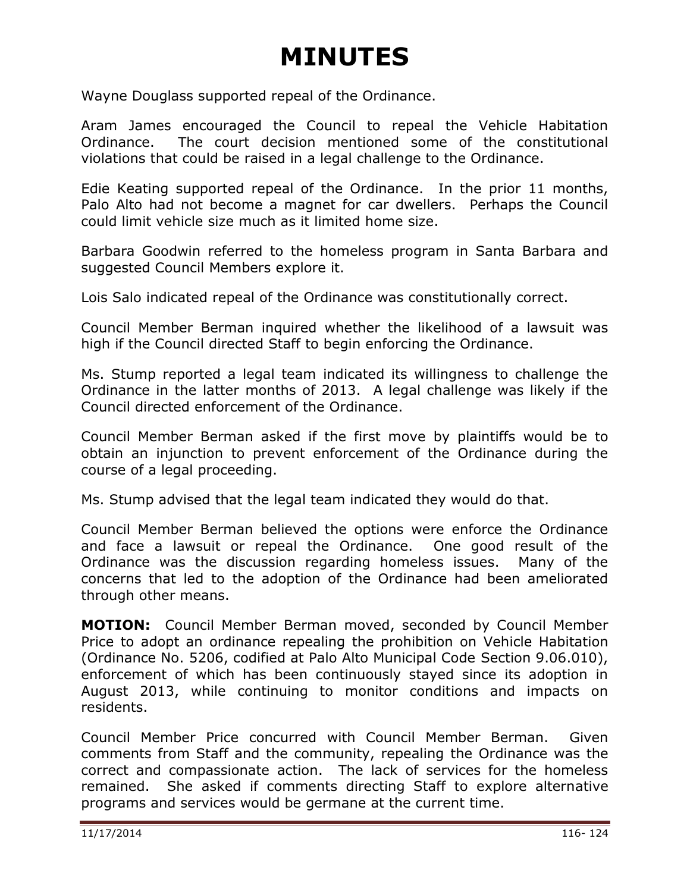# MINUTES

Wayne Douglass supported repeal of the Ordinance.

Aram James encouraged the Council to repeal the Vehicle Habitation Ordinance. The court decision mentioned some of the constitutional violations that could be raised in a legal challenge to the Ordinance.

Edie Keating supported repeal of the Ordinance. In the prior 11 months, Palo Alto had not become a magnet for car dwellers. Perhaps the Council could limit vehicle size much as it limited home size.

Barbara Goodwin referred to the homeless program in Santa Barbara and suggested Council Members explore it.

Lois Salo indicated repeal of the Ordinance was constitutionally correct.

Council Member Berman inquired whether the likelihood of a lawsuit was high if the Council directed Staff to begin enforcing the Ordinance.

Ms. Stump reported a legal team indicated its willingness to challenge the Ordinance in the latter months of 2013. A legal challenge was likely if the Council directed enforcement of the Ordinance.

Council Member Berman asked if the first move by plaintiffs would be to obtain an injunction to prevent enforcement of the Ordinance during the course of a legal proceeding.

Ms. Stump advised that the legal team indicated they would do that.

Council Member Berman believed the options were enforce the Ordinance and face a lawsuit or repeal the Ordinance. One good result of the Ordinance was the discussion regarding homeless issues. Many of the concerns that led to the adoption of the Ordinance had been ameliorated through other means.

**MOTION:** Council Member Berman moved, seconded by Council Member Price to adopt an ordinance repealing the prohibition on Vehicle Habitation (Ordinance No. 5206, codified at Palo Alto Municipal Code Section 9.06.010), enforcement of which has been continuously stayed since its adoption in August 2013, while continuing to monitor conditions and impacts on residents.

Council Member Price concurred with Council Member Berman. Given comments from Staff and the community, repealing the Ordinance was the correct and compassionate action. The lack of services for the homeless remained. She asked if comments directing Staff to explore alternative programs and services would be germane at the current time.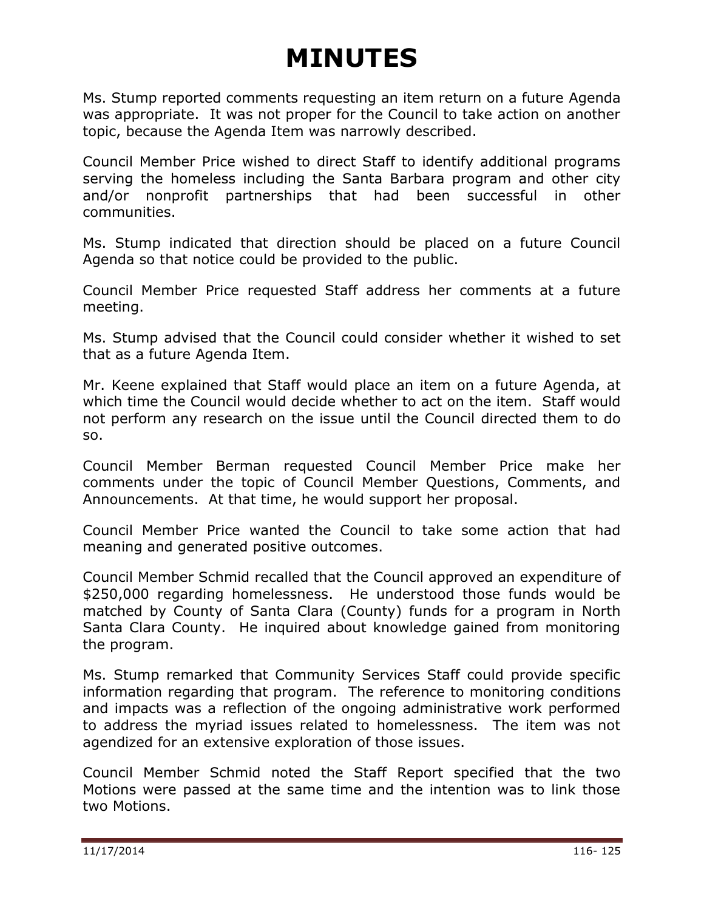# MINUTES

Ms. Stump reported comments requesting an item return on a future Agenda was appropriate. It was not proper for the Council to take action on another topic, because the Agenda Item was narrowly described.

Council Member Price wished to direct Staff to identify additional programs serving the homeless including the Santa Barbara program and other city and/or nonprofit partnerships that had been successful in other communities.

Ms. Stump indicated that direction should be placed on a future Council Agenda so that notice could be provided to the public.

Council Member Price requested Staff address her comments at a future meeting.

Ms. Stump advised that the Council could consider whether it wished to set that as a future Agenda Item.

Mr. Keene explained that Staff would place an item on a future Agenda, at which time the Council would decide whether to act on the item. Staff would not perform any research on the issue until the Council directed them to do so.

Council Member Berman requested Council Member Price make her comments under the topic of Council Member Questions, Comments, and Announcements. At that time, he would support her proposal.

Council Member Price wanted the Council to take some action that had meaning and generated positive outcomes.

Council Member Schmid recalled that the Council approved an expenditure of $250,000 regarding homelessness. He understood those funds would be matched by County of Santa Clara (County) funds for a program in North Santa Clara County. He inquired about knowledge gained from monitoring the program.

Ms. Stump remarked that Community Services Staff could provide specific information regarding that program. The reference to monitoring conditions and impacts was a reflection of the ongoing administrative work performed to address the myriad issues related to homelessness. The item was not agendized for an extensive exploration of those issues.

Council Member Schmid noted the Staff Report specified that the two Motions were passed at the same time and the intention was to link those two Motions.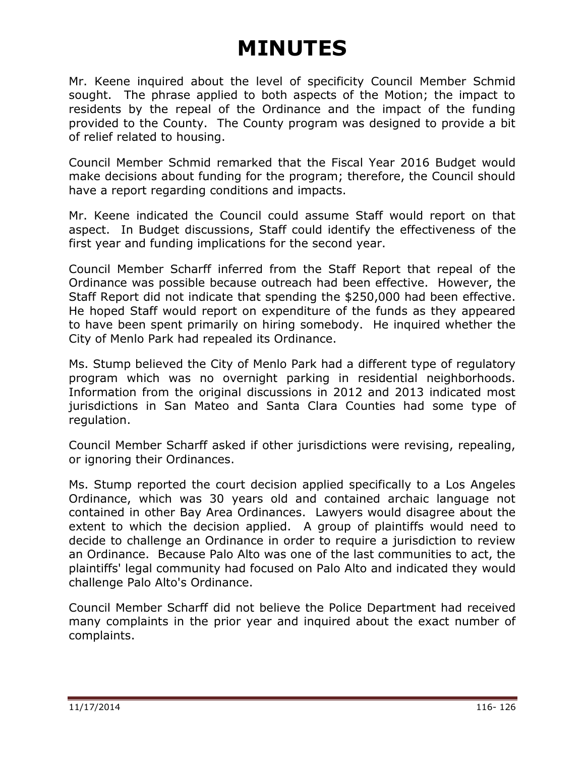# MINUTES

Mr. Keene inquired about the level of specificity Council Member Schmid sought. The phrase applied to both aspects of the Motion; the impact to residents by the repeal of the Ordinance and the impact of the funding provided to the County. The County program was designed to provide a bit of relief related to housing.

Council Member Schmid remarked that the Fiscal Year 2016 Budget would make decisions about funding for the program; therefore, the Council should have a report regarding conditions and impacts.

Mr. Keene indicated the Council could assume Staff would report on that aspect. In Budget discussions, Staff could identify the effectiveness of the first year and funding implications for the second year.

Council Member Scharff inferred from the Staff Report that repeal of the Ordinance was possible because outreach had been effective. However, the Staff Report did not indicate that spending the $250,000 had been effective. He hoped Staff would report on expenditure of the funds as they appeared to have been spent primarily on hiring somebody. He inquired whether the City of Menlo Park had repealed its Ordinance.

Ms. Stump believed the City of Menlo Park had a different type of regulatory program which was no overnight parking in residential neighborhoods. Information from the original discussions in 2012 and 2013 indicated most jurisdictions in San Mateo and Santa Clara Counties had some type of regulation.

Council Member Scharff asked if other jurisdictions were revising, repealing, or ignoring their Ordinances.

Ms. Stump reported the court decision applied specifically to a Los Angeles Ordinance, which was 30 years old and contained archaic language not contained in other Bay Area Ordinances. Lawyers would disagree about the extent to which the decision applied. A group of plaintiffs would need to decide to challenge an Ordinance in order to require a jurisdiction to review an Ordinance. Because Palo Alto was one of the last communities to act, the plaintiffs' legal community had focused on Palo Alto and indicated they would challenge Palo Alto's Ordinance.

Council Member Scharff did not believe the Police Department had received many complaints in the prior year and inquired about the exact number of complaints.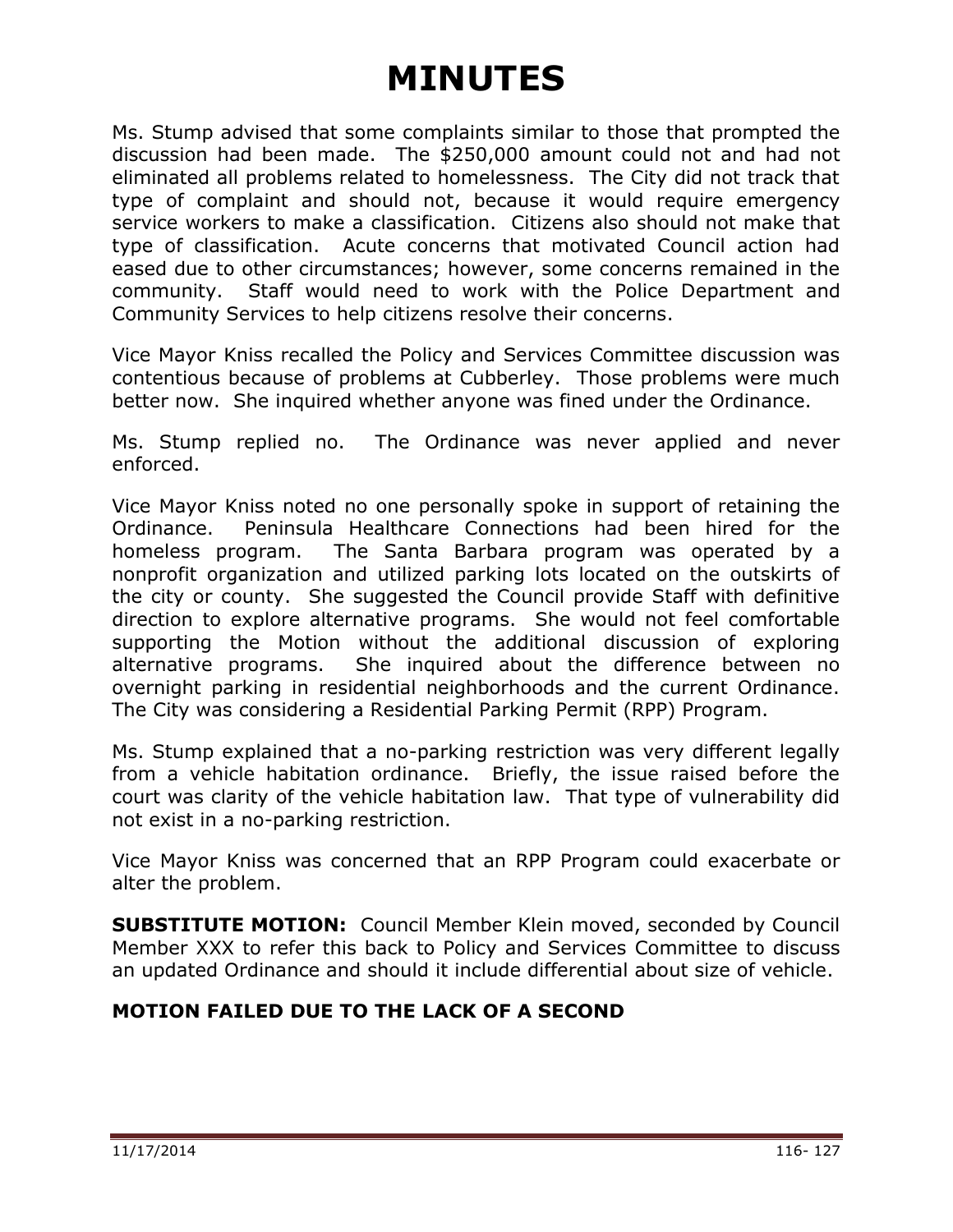# MINUTES

Ms. Stump advised that some complaints similar to those that prompted the discussion had been made. The $250,000 amount could not and had not eliminated all problems related to homelessness. The City did not track that type of complaint and should not, because it would require emergency service workers to make a classification. Citizens also should not make that type of classification. Acute concerns that motivated Council action had eased due to other circumstances; however, some concerns remained in the community. Staff would need to work with the Police Department and Community Services to help citizens resolve their concerns.

Vice Mayor Kniss recalled the Policy and Services Committee discussion was contentious because of problems at Cubberley. Those problems were much better now. She inquired whether anyone was fined under the Ordinance.

Ms. Stump replied no. The Ordinance was never applied and never enforced.

Vice Mayor Kniss noted no one personally spoke in support of retaining the Ordinance. Peninsula Healthcare Connections had been hired for the homeless program. The Santa Barbara program was operated by a nonprofit organization and utilized parking lots located on the outskirts of the city or county. She suggested the Council provide Staff with definitive direction to explore alternative programs. She would not feel comfortable supporting the Motion without the additional discussion of exploring alternative programs. She inquired about the difference between no overnight parking in residential neighborhoods and the current Ordinance. The City was considering a Residential Parking Permit (RPP) Program.

Ms. Stump explained that a no-parking restriction was very different legally from a vehicle habitation ordinance. Briefly, the issue raised before the court was clarity of the vehicle habitation law. That type of vulnerability did not exist in a no-parking restriction.

Vice Mayor Kniss was concerned that an RPP Program could exacerbate or alter the problem.

**SUBSTITUTE MOTION:** Council Member Klein moved, seconded by Council Member XXX to refer this back to Policy and Services Committee to discuss an updated Ordinance and should it include differential about size of vehicle.

**MOTION FAILED DUE TO THE LACK OF A SECOND**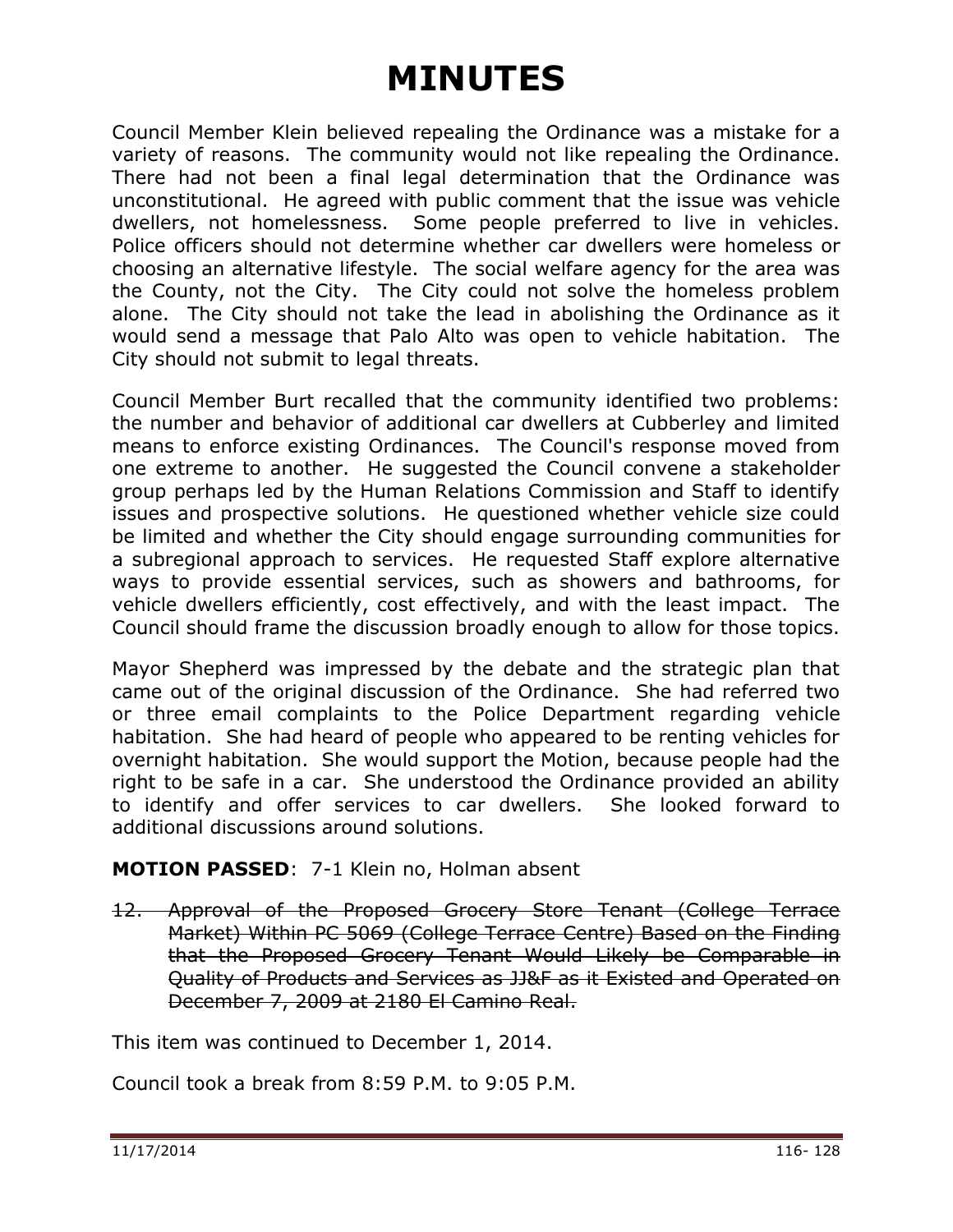Council Member Klein believed repealing the Ordinance was a mistake for a variety of reasons. The community would not like repealing the Ordinance. There had not been a final legal determination that the Ordinance was unconstitutional. He agreed with public comment that the issue was vehicle dwellers, not homelessness. Some people preferred to live in vehicles. Police officers should not determine whether car dwellers were homeless or choosing an alternative lifestyle. The social welfare agency for the area was the County, not the City. The City could not solve the homeless problem alone. The City should not take the lead in abolishing the Ordinance as it would send a message that Palo Alto was open to vehicle habitation. The City should not submit to legal threats.

Council Member Burt recalled that the community identified two problems: the number and behavior of additional car dwellers at Cubberley and limited means to enforce existing Ordinances. The Council's response moved from one extreme to another. He suggested the Council convene a stakeholder group perhaps led by the Human Relations Commission and Staff to identify issues and prospective solutions. He questioned whether vehicle size could be limited and whether the City should engage surrounding communities for a subregional approach to services. He requested Staff explore alternative ways to provide essential services, such as showers and bathrooms, for vehicle dwellers efficiently, cost effectively, and with the least impact. The Council should frame the discussion broadly enough to allow for those topics.

Mayor Shepherd was impressed by the debate and the strategic plan that came out of the original discussion of the Ordinance. She had referred two or three email complaints to the Police Department regarding vehicle habitation. She had heard of people who appeared to be renting vehicles for overnight habitation. She would support the Motion, because people had the right to be safe in a car. She understood the Ordinance provided an ability to identify and offer services to car dwellers. She looked forward to additional discussions around solutions.

**MOTION PASSED**: 7-1 Klein no, Holman absent

12. ~~Approval of the Proposed Grocery Store Tenant (College Terrace Market) Within PC 5069 (College Terrace Centre) Based on the Finding that the Proposed Grocery Tenant Would Likely be Comparable in Quality of Products and Services as JJ&F as it Existed and Operated on December 7, 2009 at 2180 El Camino Real.~~

This item was continued to December 1, 2014.

Council took a break from 8:59 P.M. to 9:05 P.M.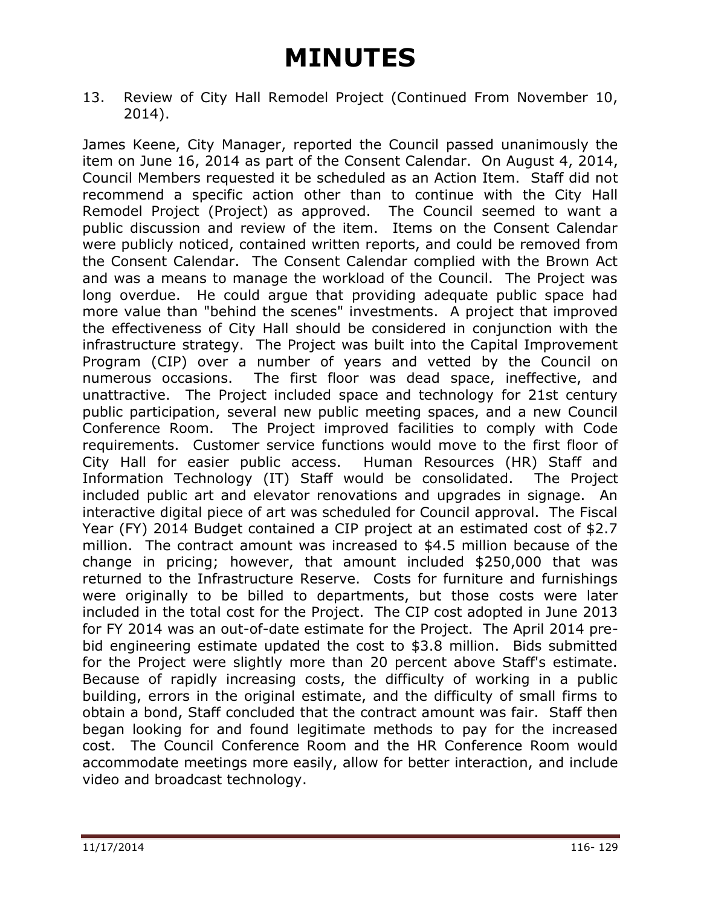13. Review of City Hall Remodel Project (Continued From November 10, 2014).

James Keene, City Manager, reported the Council passed unanimously the item on June 16, 2014 as part of the Consent Calendar. On August 4, 2014, Council Members requested it be scheduled as an Action Item. Staff did not recommend a specific action other than to continue with the City Hall Remodel Project (Project) as approved. The Council seemed to want a public discussion and review of the item. Items on the Consent Calendar were publicly noticed, contained written reports, and could be removed from the Consent Calendar. The Consent Calendar complied with the Brown Act and was a means to manage the workload of the Council. The Project was long overdue. He could argue that providing adequate public space had more value than "behind the scenes" investments. A project that improved the effectiveness of City Hall should be considered in conjunction with the infrastructure strategy. The Project was built into the Capital Improvement Program (CIP) over a number of years and vetted by the Council on numerous occasions. The first floor was dead space, ineffective, and unattractive. The Project included space and technology for 21st century public participation, several new public meeting spaces, and a new Council Conference Room. The Project improved facilities to comply with Code requirements. Customer service functions would move to the first floor of City Hall for easier public access. Human Resources (HR) Staff and Information Technology (IT) Staff would be consolidated. The Project included public art and elevator renovations and upgrades in signage. An interactive digital piece of art was scheduled for Council approval. The Fiscal Year (FY) 2014 Budget contained a CIP project at an estimated cost of $2.7 million. The contract amount was increased to $4.5 million because of the change in pricing; however, that amount included $250,000 that was returned to the Infrastructure Reserve. Costs for furniture and furnishings were originally to be billed to departments, but those costs were later included in the total cost for the Project. The CIP cost adopted in June 2013 for FY 2014 was an out-of-date estimate for the Project. The April 2014 pre-bid engineering estimate updated the cost to $3.8 million. Bids submitted for the Project were slightly more than 20 percent above Staff's estimate. Because of rapidly increasing costs, the difficulty of working in a public building, errors in the original estimate, and the difficulty of small firms to obtain a bond, Staff concluded that the contract amount was fair. Staff then began looking for and found legitimate methods to pay for the increased cost. The Council Conference Room and the HR Conference Room would accommodate meetings more easily, allow for better interaction, and include video and broadcast technology.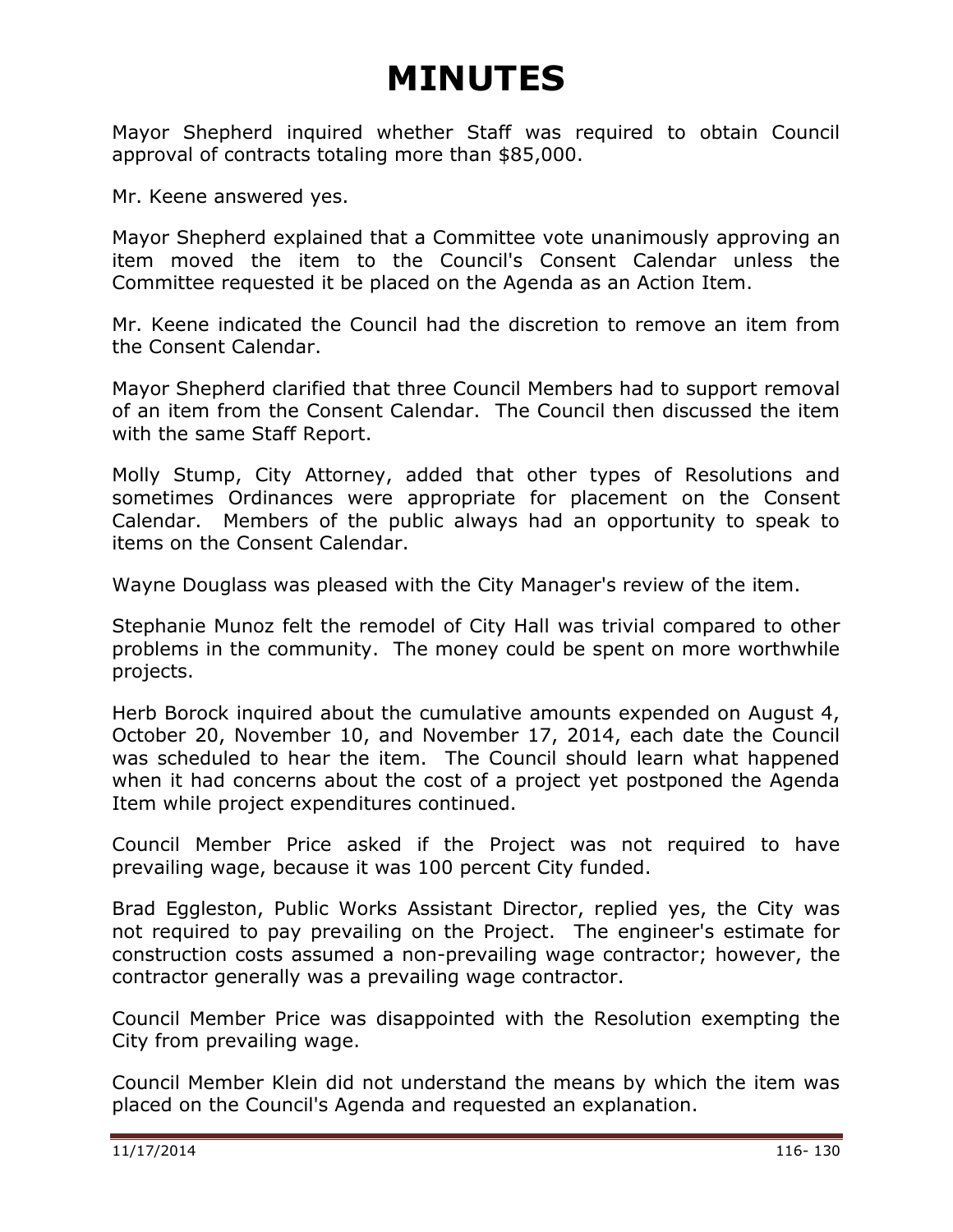# MINUTES

Mayor Shepherd inquired whether Staff was required to obtain Council approval of contracts totaling more than $85,000.

Mr. Keene answered yes.

Mayor Shepherd explained that a Committee vote unanimously approving an item moved the item to the Council's Consent Calendar unless the Committee requested it be placed on the Agenda as an Action Item.

Mr. Keene indicated the Council had the discretion to remove an item from the Consent Calendar.

Mayor Shepherd clarified that three Council Members had to support removal of an item from the Consent Calendar. The Council then discussed the item with the same Staff Report.

Molly Stump, City Attorney, added that other types of Resolutions and sometimes Ordinances were appropriate for placement on the Consent Calendar. Members of the public always had an opportunity to speak to items on the Consent Calendar.

Wayne Douglass was pleased with the City Manager's review of the item.

Stephanie Munoz felt the remodel of City Hall was trivial compared to other problems in the community. The money could be spent on more worthwhile projects.

Herb Borock inquired about the cumulative amounts expended on August 4, October 20, November 10, and November 17, 2014, each date the Council was scheduled to hear the item. The Council should learn what happened when it had concerns about the cost of a project yet postponed the Agenda Item while project expenditures continued.

Council Member Price asked if the Project was not required to have prevailing wage, because it was 100 percent City funded.

Brad Eggleston, Public Works Assistant Director, replied yes, the City was not required to pay prevailing on the Project. The engineer's estimate for construction costs assumed a non-prevailing wage contractor; however, the contractor generally was a prevailing wage contractor.

Council Member Price was disappointed with the Resolution exempting the City from prevailing wage.

Council Member Klein did not understand the means by which the item was placed on the Council's Agenda and requested an explanation.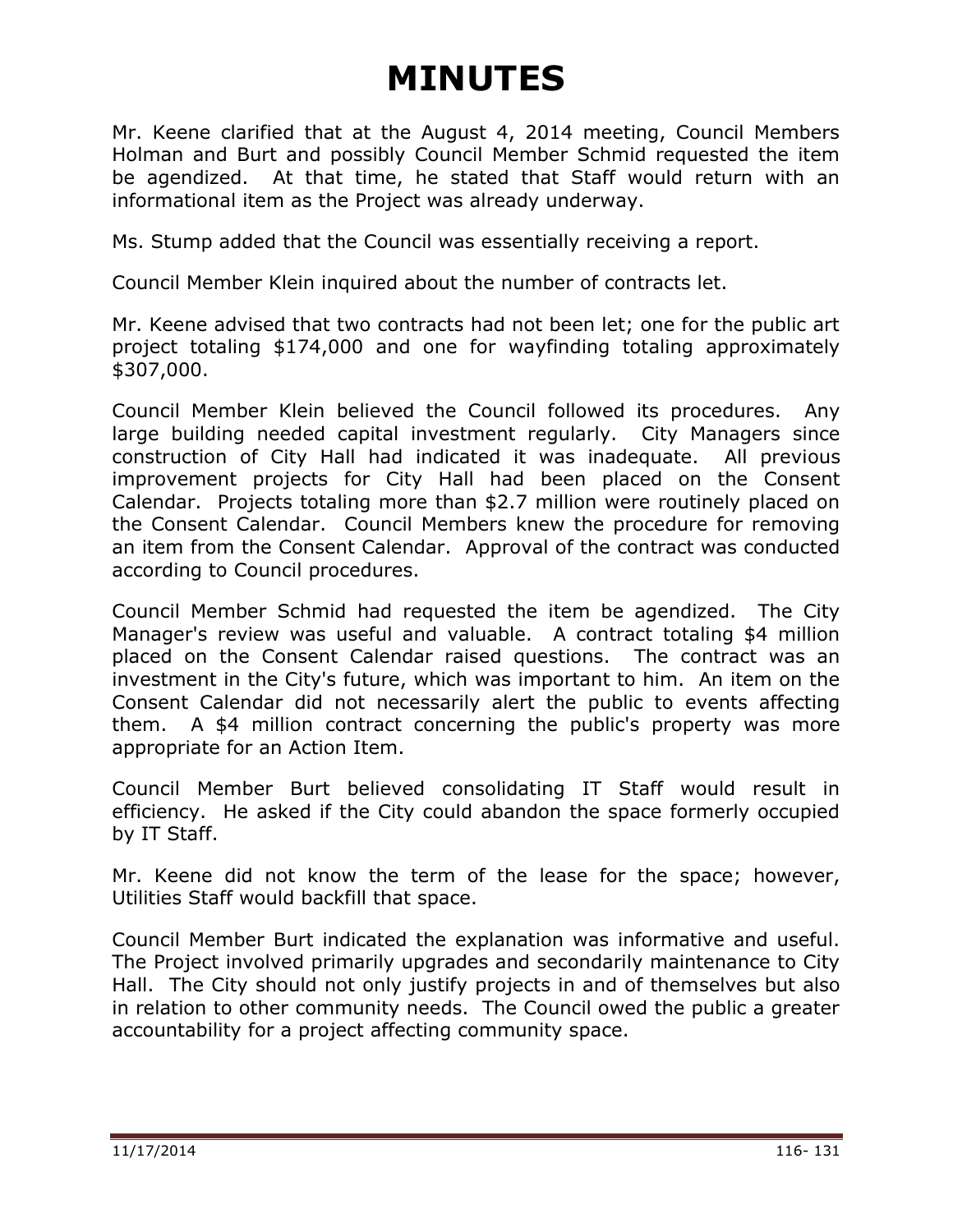# MINUTES

Mr. Keene clarified that at the August 4, 2014 meeting, Council Members Holman and Burt and possibly Council Member Schmid requested the item be agendized. At that time, he stated that Staff would return with an informational item as the Project was already underway.

Ms. Stump added that the Council was essentially receiving a report.

Council Member Klein inquired about the number of contracts let.

Mr. Keene advised that two contracts had not been let; one for the public art project totaling $174,000 and one for wayfinding totaling approximately $307,000.

Council Member Klein believed the Council followed its procedures. Any large building needed capital investment regularly. City Managers since construction of City Hall had indicated it was inadequate. All previous improvement projects for City Hall had been placed on the Consent Calendar. Projects totaling more than $2.7 million were routinely placed on the Consent Calendar. Council Members knew the procedure for removing an item from the Consent Calendar. Approval of the contract was conducted according to Council procedures.

Council Member Schmid had requested the item be agendized. The City Manager's review was useful and valuable. A contract totaling $4 million placed on the Consent Calendar raised questions. The contract was an investment in the City's future, which was important to him. An item on the Consent Calendar did not necessarily alert the public to events affecting them. A $4 million contract concerning the public's property was more appropriate for an Action Item.

Council Member Burt believed consolidating IT Staff would result in efficiency. He asked if the City could abandon the space formerly occupied by IT Staff.

Mr. Keene did not know the term of the lease for the space; however, Utilities Staff would backfill that space.

Council Member Burt indicated the explanation was informative and useful. The Project involved primarily upgrades and secondarily maintenance to City Hall. The City should not only justify projects in and of themselves but also in relation to other community needs. The Council owed the public a greater accountability for a project affecting community space.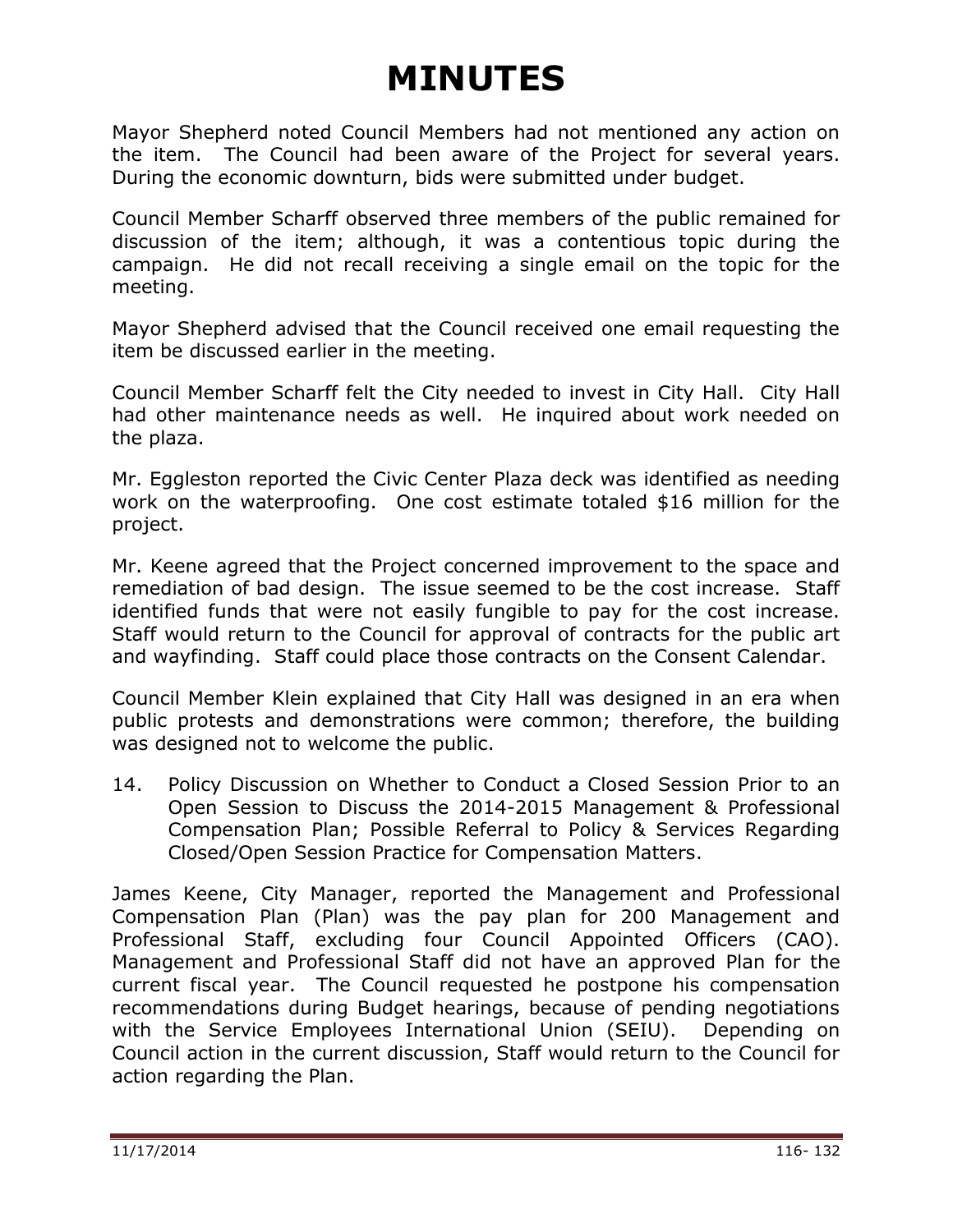# MINUTES

Mayor Shepherd noted Council Members had not mentioned any action on the item. The Council had been aware of the Project for several years. During the economic downturn, bids were submitted under budget.

Council Member Scharff observed three members of the public remained for discussion of the item; although, it was a contentious topic during the campaign. He did not recall receiving a single email on the topic for the meeting.

Mayor Shepherd advised that the Council received one email requesting the item be discussed earlier in the meeting.

Council Member Scharff felt the City needed to invest in City Hall. City Hall had other maintenance needs as well. He inquired about work needed on the plaza.

Mr. Eggleston reported the Civic Center Plaza deck was identified as needing work on the waterproofing. One cost estimate totaled $16 million for the project.

Mr. Keene agreed that the Project concerned improvement to the space and remediation of bad design. The issue seemed to be the cost increase. Staff identified funds that were not easily fungible to pay for the cost increase. Staff would return to the Council for approval of contracts for the public art and wayfinding. Staff could place those contracts on the Consent Calendar.

Council Member Klein explained that City Hall was designed in an era when public protests and demonstrations were common; therefore, the building was designed not to welcome the public.

14. Policy Discussion on Whether to Conduct a Closed Session Prior to an Open Session to Discuss the 2014-2015 Management & Professional Compensation Plan; Possible Referral to Policy & Services Regarding Closed/Open Session Practice for Compensation Matters.

James Keene, City Manager, reported the Management and Professional Compensation Plan (Plan) was the pay plan for 200 Management and Professional Staff, excluding four Council Appointed Officers (CAO). Management and Professional Staff did not have an approved Plan for the current fiscal year. The Council requested he postpone his compensation recommendations during Budget hearings, because of pending negotiations with the Service Employees International Union (SEIU). Depending on Council action in the current discussion, Staff would return to the Council for action regarding the Plan.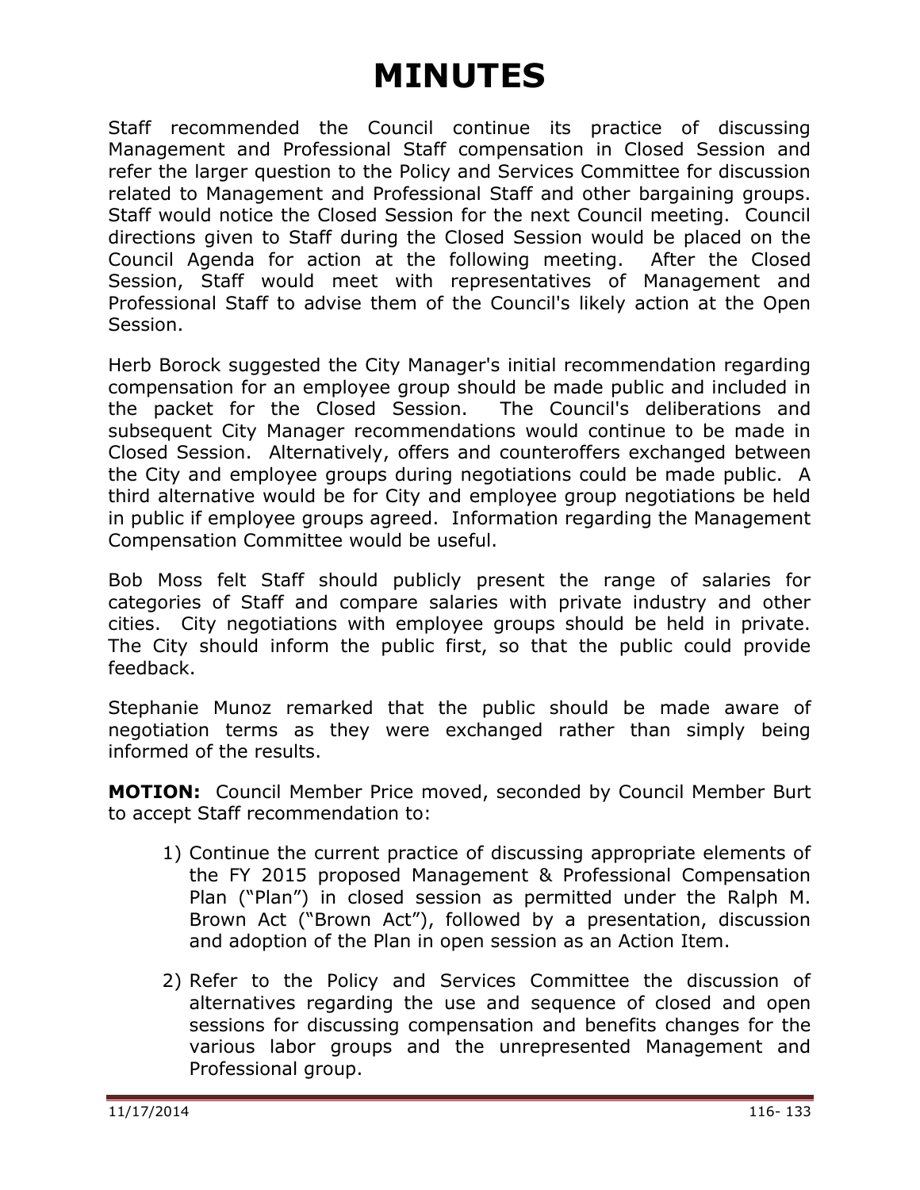# MINUTES

Staff recommended the Council continue its practice of discussing Management and Professional Staff compensation in Closed Session and refer the larger question to the Policy and Services Committee for discussion related to Management and Professional Staff and other bargaining groups. Staff would notice the Closed Session for the next Council meeting. Council directions given to Staff during the Closed Session would be placed on the Council Agenda for action at the following meeting. After the Closed Session, Staff would meet with representatives of Management and Professional Staff to advise them of the Council's likely action at the Open Session.

Herb Borock suggested the City Manager's initial recommendation regarding compensation for an employee group should be made public and included in the packet for the Closed Session. The Council's deliberations and subsequent City Manager recommendations would continue to be made in Closed Session. Alternatively, offers and counteroffers exchanged between the City and employee groups during negotiations could be made public. A third alternative would be for City and employee group negotiations be held in public if employee groups agreed. Information regarding the Management Compensation Committee would be useful.

Bob Moss felt Staff should publicly present the range of salaries for categories of Staff and compare salaries with private industry and other cities. City negotiations with employee groups should be held in private. The City should inform the public first, so that the public could provide feedback.

Stephanie Munoz remarked that the public should be made aware of negotiation terms as they were exchanged rather than simply being informed of the results.

**MOTION:** Council Member Price moved, seconded by Council Member Burt to accept Staff recommendation to:

1) Continue the current practice of discussing appropriate elements of the FY 2015 proposed Management & Professional Compensation Plan ("Plan") in closed session as permitted under the Ralph M. Brown Act ("Brown Act"), followed by a presentation, discussion and adoption of the Plan in open session as an Action Item.

2) Refer to the Policy and Services Committee the discussion of alternatives regarding the use and sequence of closed and open sessions for discussing compensation and benefits changes for the various labor groups and the unrepresented Management and Professional group.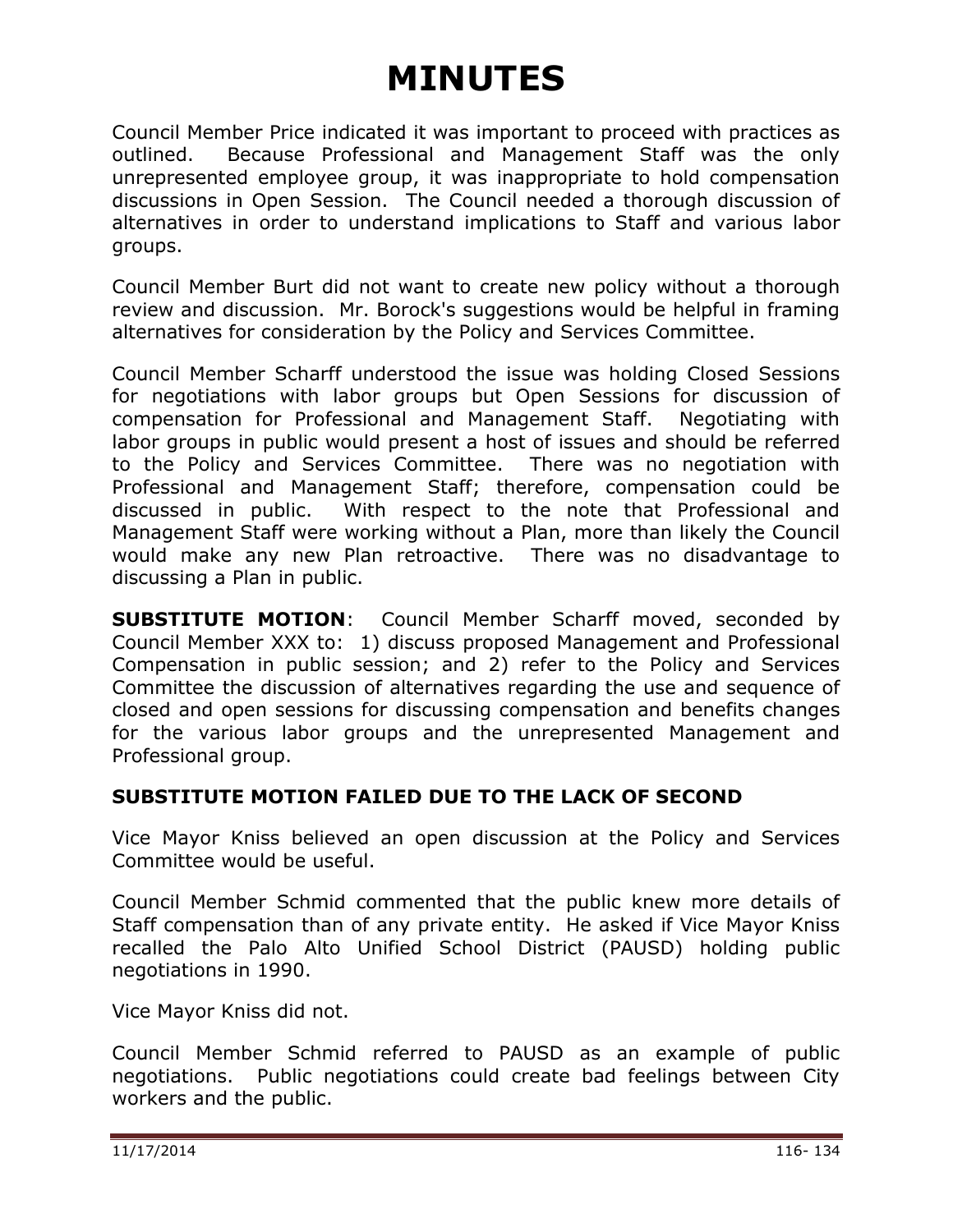# MINUTES

Council Member Price indicated it was important to proceed with practices as outlined. Because Professional and Management Staff was the only unrepresented employee group, it was inappropriate to hold compensation discussions in Open Session. The Council needed a thorough discussion of alternatives in order to understand implications to Staff and various labor groups.

Council Member Burt did not want to create new policy without a thorough review and discussion. Mr. Borock's suggestions would be helpful in framing alternatives for consideration by the Policy and Services Committee.

Council Member Scharff understood the issue was holding Closed Sessions for negotiations with labor groups but Open Sessions for discussion of compensation for Professional and Management Staff. Negotiating with labor groups in public would present a host of issues and should be referred to the Policy and Services Committee. There was no negotiation with Professional and Management Staff; therefore, compensation could be discussed in public. With respect to the note that Professional and Management Staff were working without a Plan, more than likely the Council would make any new Plan retroactive. There was no disadvantage to discussing a Plan in public.

**SUBSTITUTE MOTION**: Council Member Scharff moved, seconded by Council Member XXX to: 1) discuss proposed Management and Professional Compensation in public session; and 2) refer to the Policy and Services Committee the discussion of alternatives regarding the use and sequence of closed and open sessions for discussing compensation and benefits changes for the various labor groups and the unrepresented Management and Professional group.

**SUBSTITUTE MOTION FAILED DUE TO THE LACK OF SECOND**

Vice Mayor Kniss believed an open discussion at the Policy and Services Committee would be useful.

Council Member Schmid commented that the public knew more details of Staff compensation than of any private entity. He asked if Vice Mayor Kniss recalled the Palo Alto Unified School District (PAUSD) holding public negotiations in 1990.

Vice Mayor Kniss did not.

Council Member Schmid referred to PAUSD as an example of public negotiations. Public negotiations could create bad feelings between City workers and the public.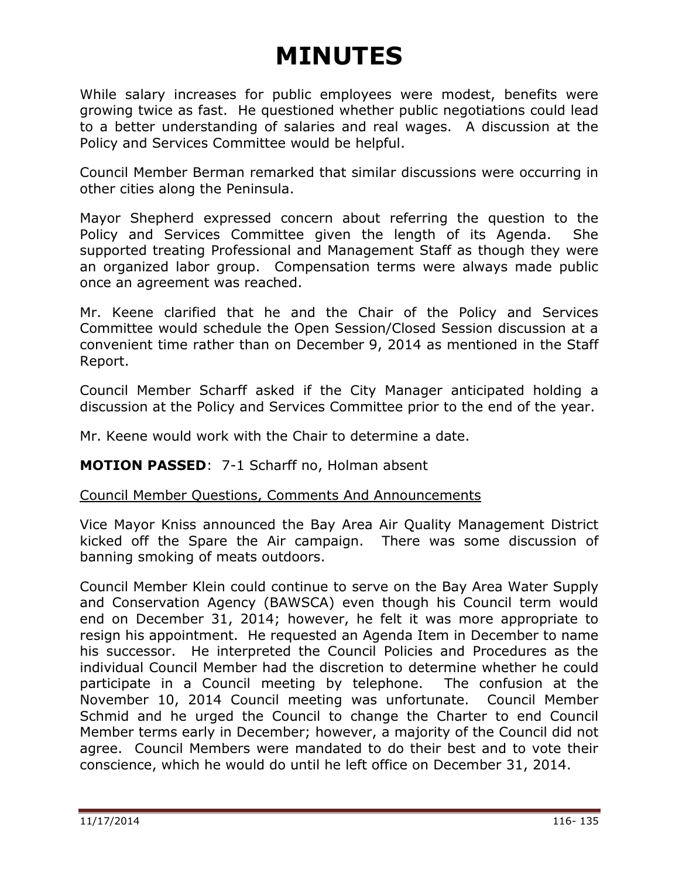# MINUTES

While salary increases for public employees were modest, benefits were growing twice as fast. He questioned whether public negotiations could lead to a better understanding of salaries and real wages. A discussion at the Policy and Services Committee would be helpful.

Council Member Berman remarked that similar discussions were occurring in other cities along the Peninsula.

Mayor Shepherd expressed concern about referring the question to the Policy and Services Committee given the length of its Agenda. She supported treating Professional and Management Staff as though they were an organized labor group. Compensation terms were always made public once an agreement was reached.

Mr. Keene clarified that he and the Chair of the Policy and Services Committee would schedule the Open Session/Closed Session discussion at a convenient time rather than on December 9, 2014 as mentioned in the Staff Report.

Council Member Scharff asked if the City Manager anticipated holding a discussion at the Policy and Services Committee prior to the end of the year.

Mr. Keene would work with the Chair to determine a date.

**MOTION PASSED**: 7-1 Scharff no, Holman absent

<u>Council Member Questions, Comments And Announcements</u>

Vice Mayor Kniss announced the Bay Area Air Quality Management District kicked off the Spare the Air campaign. There was some discussion of banning smoking of meats outdoors.

Council Member Klein could continue to serve on the Bay Area Water Supply and Conservation Agency (BAWSCA) even though his Council term would end on December 31, 2014; however, he felt it was more appropriate to resign his appointment. He requested an Agenda Item in December to name his successor. He interpreted the Council Policies and Procedures as the individual Council Member had the discretion to determine whether he could participate in a Council meeting by telephone. The confusion at the November 10, 2014 Council meeting was unfortunate. Council Member Schmid and he urged the Council to change the Charter to end Council Member terms early in December; however, a majority of the Council did not agree. Council Members were mandated to do their best and to vote their conscience, which he would do until he left office on December 31, 2014.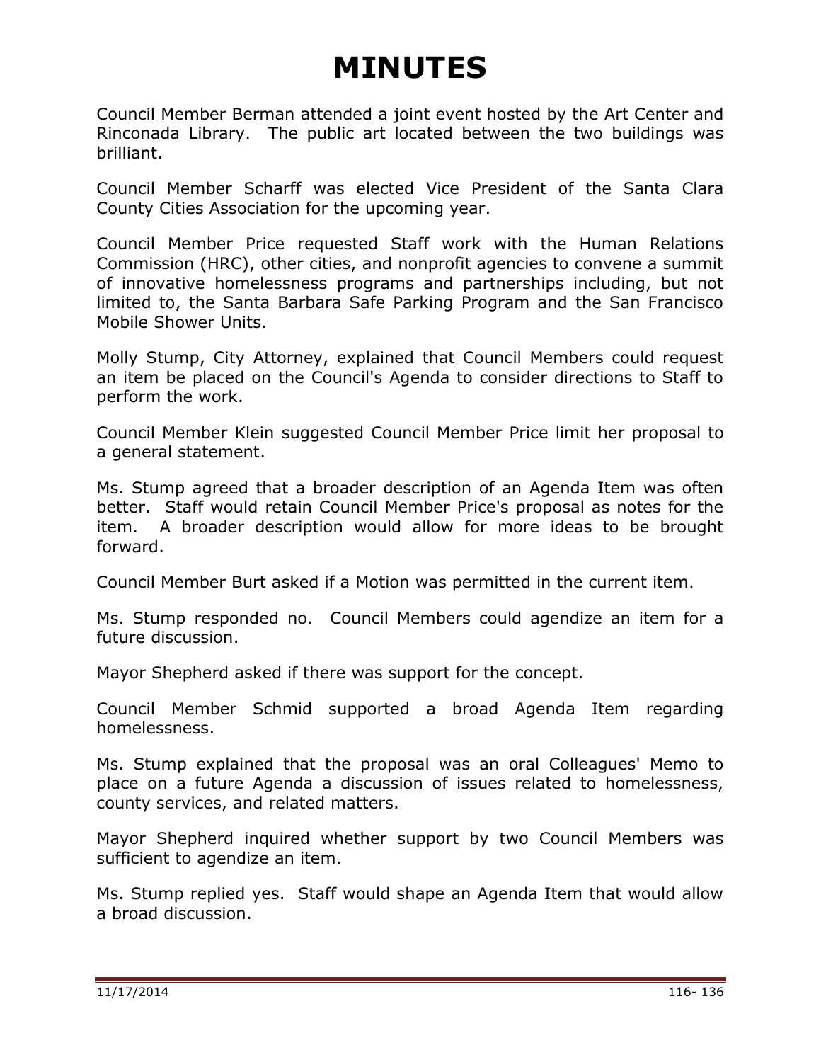# MINUTES

Council Member Berman attended a joint event hosted by the Art Center and Rinconada Library. The public art located between the two buildings was brilliant.

Council Member Scharff was elected Vice President of the Santa Clara County Cities Association for the upcoming year.

Council Member Price requested Staff work with the Human Relations Commission (HRC), other cities, and nonprofit agencies to convene a summit of innovative homelessness programs and partnerships including, but not limited to, the Santa Barbara Safe Parking Program and the San Francisco Mobile Shower Units.

Molly Stump, City Attorney, explained that Council Members could request an item be placed on the Council's Agenda to consider directions to Staff to perform the work.

Council Member Klein suggested Council Member Price limit her proposal to a general statement.

Ms. Stump agreed that a broader description of an Agenda Item was often better. Staff would retain Council Member Price's proposal as notes for the item. A broader description would allow for more ideas to be brought forward.

Council Member Burt asked if a Motion was permitted in the current item.

Ms. Stump responded no. Council Members could agendize an item for a future discussion.

Mayor Shepherd asked if there was support for the concept.

Council Member Schmid supported a broad Agenda Item regarding homelessness.

Ms. Stump explained that the proposal was an oral Colleagues' Memo to place on a future Agenda a discussion of issues related to homelessness, county services, and related matters.

Mayor Shepherd inquired whether support by two Council Members was sufficient to agendize an item.

Ms. Stump replied yes. Staff would shape an Agenda Item that would allow a broad discussion.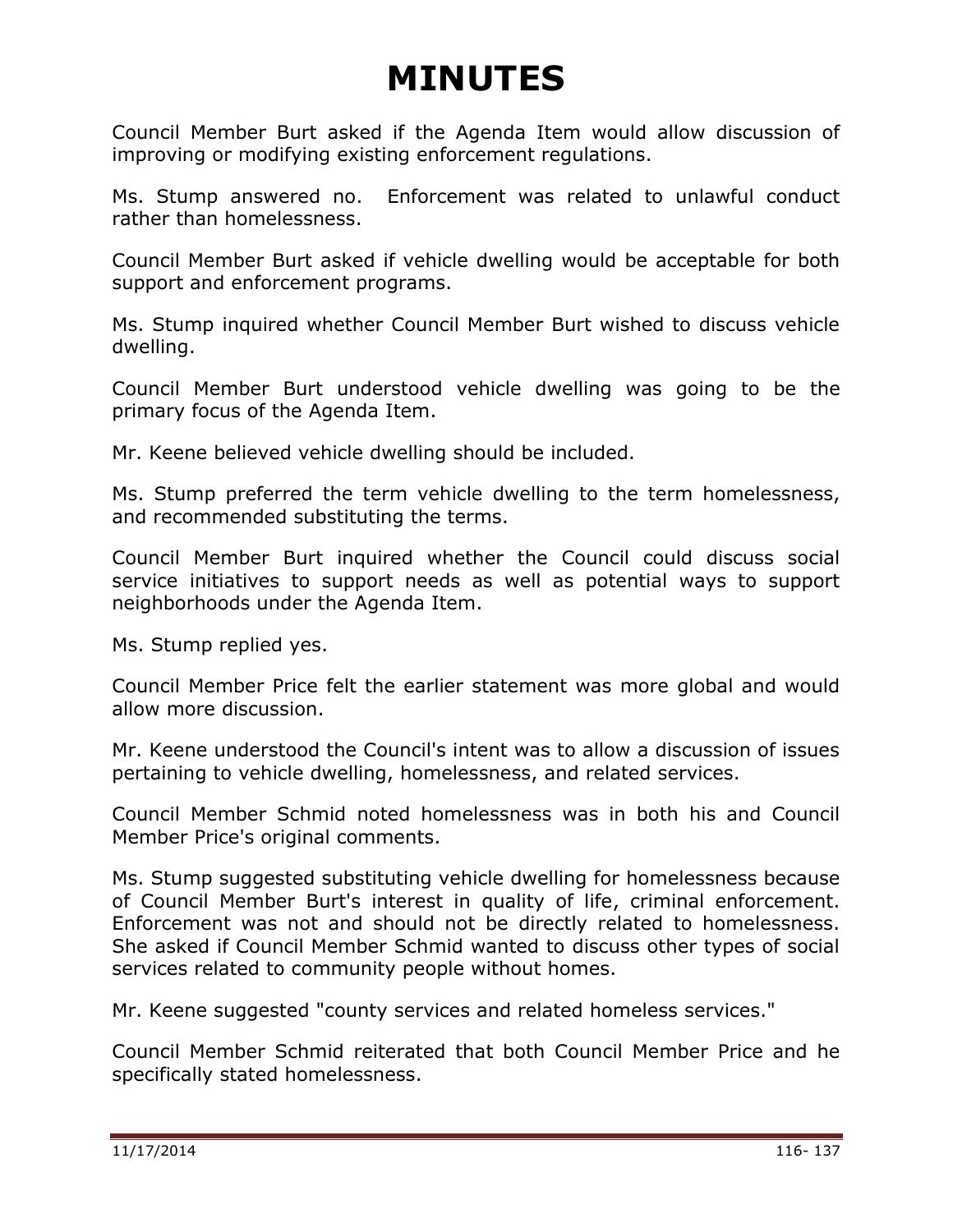# MINUTES

Council Member Burt asked if the Agenda Item would allow discussion of improving or modifying existing enforcement regulations.

Ms. Stump answered no. Enforcement was related to unlawful conduct rather than homelessness.

Council Member Burt asked if vehicle dwelling would be acceptable for both support and enforcement programs.

Ms. Stump inquired whether Council Member Burt wished to discuss vehicle dwelling.

Council Member Burt understood vehicle dwelling was going to be the primary focus of the Agenda Item.

Mr. Keene believed vehicle dwelling should be included.

Ms. Stump preferred the term vehicle dwelling to the term homelessness, and recommended substituting the terms.

Council Member Burt inquired whether the Council could discuss social service initiatives to support needs as well as potential ways to support neighborhoods under the Agenda Item.

Ms. Stump replied yes.

Council Member Price felt the earlier statement was more global and would allow more discussion.

Mr. Keene understood the Council's intent was to allow a discussion of issues pertaining to vehicle dwelling, homelessness, and related services.

Council Member Schmid noted homelessness was in both his and Council Member Price's original comments.

Ms. Stump suggested substituting vehicle dwelling for homelessness because of Council Member Burt's interest in quality of life, criminal enforcement. Enforcement was not and should not be directly related to homelessness. She asked if Council Member Schmid wanted to discuss other types of social services related to community people without homes.

Mr. Keene suggested "county services and related homeless services."

Council Member Schmid reiterated that both Council Member Price and he specifically stated homelessness.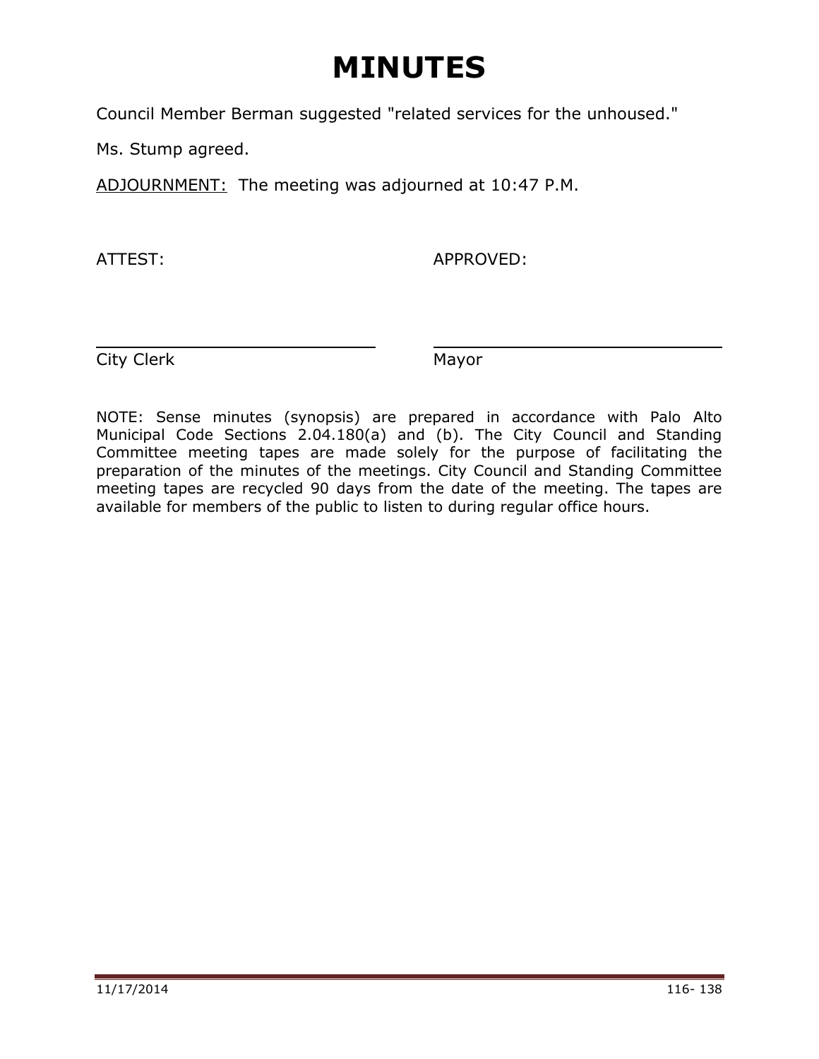# MINUTES

Council Member Berman suggested "related services for the unhoused."

Ms. Stump agreed.

ADJOURNMENT: The meeting was adjourned at 10:47 P.M.

ATTEST: APPROVED:

City Clerk Mayor

NOTE: Sense minutes (synopsis) are prepared in accordance with Palo Alto Municipal Code Sections 2.04.180(a) and (b). The City Council and Standing Committee meeting tapes are made solely for the purpose of facilitating the preparation of the minutes of the meetings. City Council and Standing Committee meeting tapes are recycled 90 days from the date of the meeting. The tapes are available for members of the public to listen to during regular office hours.